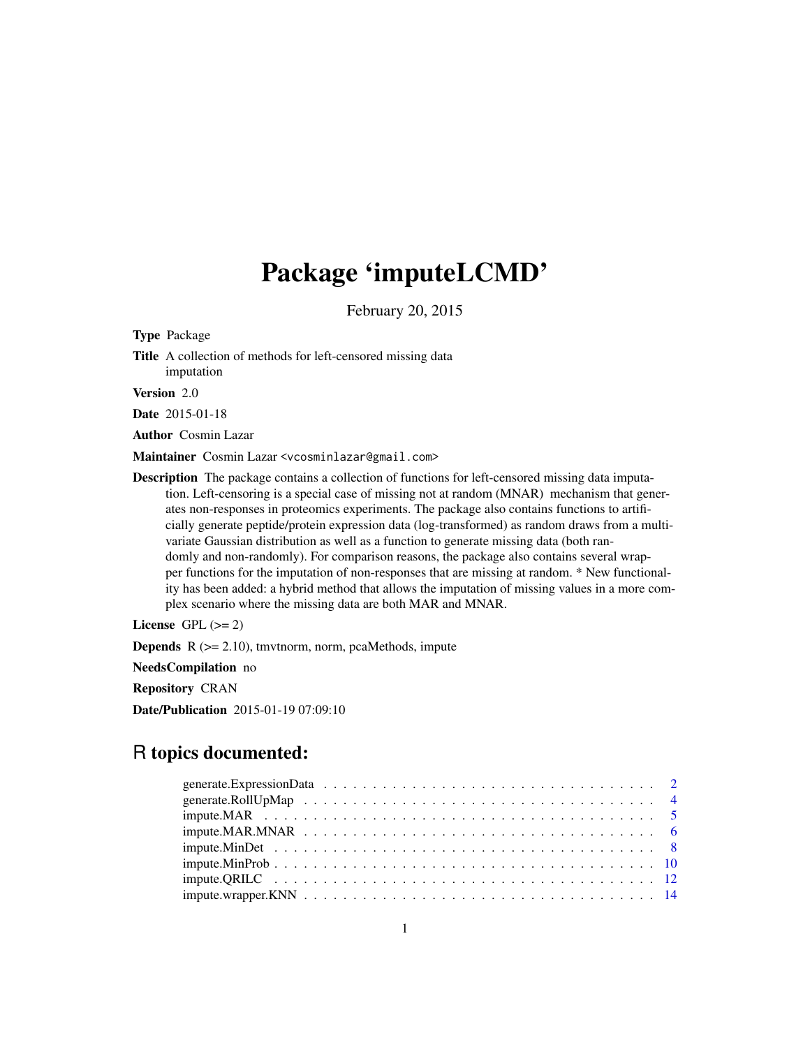# Package 'imputeLCMD'

February 20, 2015

**Type** Package

**Title** A collection of methods for left-censored missing data imputation

**Version** 2.0

**Date** 2015-01-18

**Author** Cosmin Lazar

**Maintainer** Cosmin Lazar <vcosminlazar@gmail.com>

**Description** The package contains a collection of functions for left-censored missing data imputation. Left-censoring is a special case of missing not at random (MNAR) mechanism that generates non-responses in proteomics experiments. The package also contains functions to artificially generate peptide/protein expression data (log-transformed) as random draws from a multivariate Gaussian distribution as well as a function to generate missing data (both randomly and non-randomly). For comparison reasons, the package also contains several wrapper functions for the imputation of non-responses that are missing at random. * New functionality has been added: a hybrid method that allows the imputation of missing values in a more complex scenario where the missing data are both MAR and MNAR.

**License** GPL (>= 2)

**Depends** R (>= 2.10), tmvtnorm, norm, pcaMethods, impute

**NeedsCompilation** no

**Repository** CRAN

**Date/Publication** 2015-01-19 07:09:10

## R topics documented:

- generate.ExpressionData . . . . . . . . . . . . . . . . . . . . . . . . . . . . . . . . . 2
- generate.RollUpMap . . . . . . . . . . . . . . . . . . . . . . . . . . . . . . . . . . . 4
- impute.MAR . . . . . . . . . . . . . . . . . . . . . . . . . . . . . . . . . . . . . . . 5
- impute.MAR.MNAR . . . . . . . . . . . . . . . . . . . . . . . . . . . . . . . . . . . 6
- impute.MinDet . . . . . . . . . . . . . . . . . . . . . . . . . . . . . . . . . . . . . . 8
- impute.MinProb . . . . . . . . . . . . . . . . . . . . . . . . . . . . . . . . . . . . . 10
- impute.QRILC . . . . . . . . . . . . . . . . . . . . . . . . . . . . . . . . . . . . . . 12
- impute.wrapper.KNN . . . . . . . . . . . . . . . . . . . . . . . . . . . . . . . . . . . 14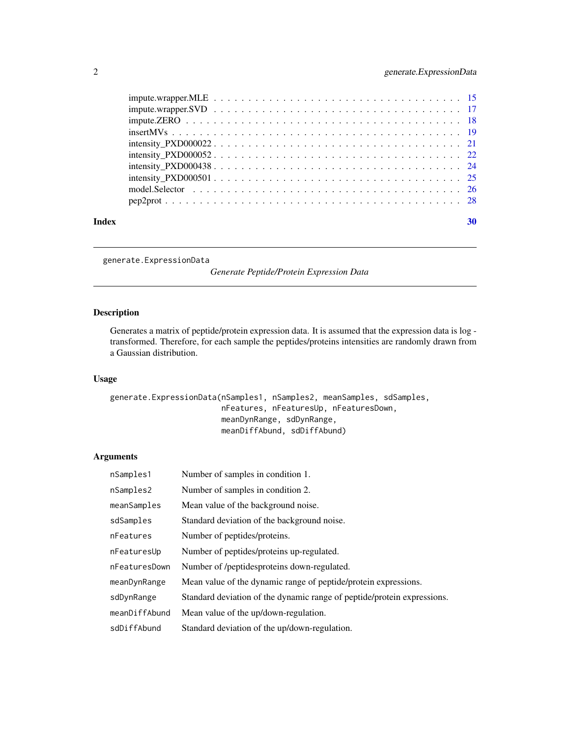impute.wrapper.MLE . . . . . . . . . . . . . . . . . . . . . . . . . . . . . . . . . . . 15
impute.wrapper.SVD . . . . . . . . . . . . . . . . . . . . . . . . . . . . . . . . . . . 17
impute.ZERO . . . . . . . . . . . . . . . . . . . . . . . . . . . . . . . . . . . . . . . 18
insertMVs . . . . . . . . . . . . . . . . . . . . . . . . . . . . . . . . . . . . . . . . 19
intensity_PXD000022 . . . . . . . . . . . . . . . . . . . . . . . . . . . . . . . . . . . 21
intensity_PXD000052 . . . . . . . . . . . . . . . . . . . . . . . . . . . . . . . . . . . 22
intensity_PXD000438 . . . . . . . . . . . . . . . . . . . . . . . . . . . . . . . . . . . 24
intensity_PXD000501 . . . . . . . . . . . . . . . . . . . . . . . . . . . . . . . . . . . 25
model.Selector . . . . . . . . . . . . . . . . . . . . . . . . . . . . . . . . . . . . . . 26
pep2prot . . . . . . . . . . . . . . . . . . . . . . . . . . . . . . . . . . . . . . . . . 28

**Index** **30**

---

## generate.ExpressionData

*Generate Peptide/Protein Expression Data*

### Description

Generates a matrix of peptide/protein expression data. It is assumed that the expression data is log - transformed. Therefore, for each sample the peptides/proteins intensities are randomly drawn from a Gaussian distribution.

### Usage

```
generate.ExpressionData(nSamples1, nSamples2, meanSamples, sdSamples,
                        nFeatures, nFeaturesUp, nFeaturesDown,
                        meanDynRange, sdDynRange,
                        meanDiffAbund, sdDiffAbund)
```

### Arguments

| | |
|---|---|
| `nSamples1` | Number of samples in condition 1. |
| `nSamples2` | Number of samples in condition 2. |
| `meanSamples` | Mean value of the background noise. |
| `sdSamples` | Standard deviation of the background noise. |
| `nFeatures` | Number of peptides/proteins. |
| `nFeaturesUp` | Number of peptides/proteins up-regulated. |
| `nFeaturesDown` | Number of /peptidesproteins down-regulated. |
| `meanDynRange` | Mean value of the dynamic range of peptide/protein expressions. |
| `sdDynRange` | Standard deviation of the dynamic range of peptide/protein expressions. |
| `meanDiffAbund` | Mean value of the up/down-regulation. |
| `sdDiffAbund` | Standard deviation of the up/down-regulation. |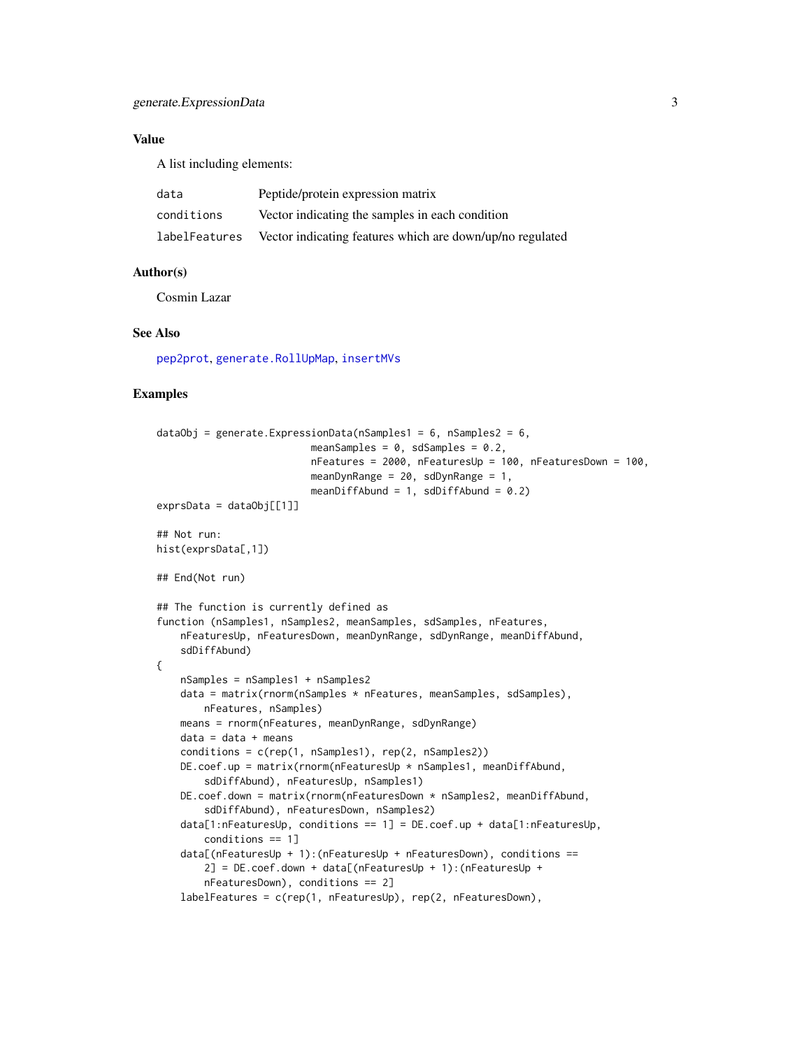### Value

A list including elements:

| | |
|---|---|
| data | Peptide/protein expression matrix |
| conditions | Vector indicating the samples in each condition |
| labelFeatures | Vector indicating features which are down/up/no regulated |

### Author(s)

Cosmin Lazar

### See Also

pep2prot, generate.RollUpMap, insertMVs

### Examples

```
dataObj = generate.ExpressionData(nSamples1 = 6, nSamples2 = 6,
                          meanSamples = 0, sdSamples = 0.2,
                          nFeatures = 2000, nFeaturesUp = 100, nFeaturesDown = 100,
                          meanDynRange = 20, sdDynRange = 1,
                          meanDiffAbund = 1, sdDiffAbund = 0.2)
exprsData = dataObj[[1]]

## Not run:
hist(exprsData[,1])

## End(Not run)

## The function is currently defined as
function (nSamples1, nSamples2, meanSamples, sdSamples, nFeatures,
    nFeaturesUp, nFeaturesDown, meanDynRange, sdDynRange, meanDiffAbund,
    sdDiffAbund)
{
    nSamples = nSamples1 + nSamples2
    data = matrix(rnorm(nSamples * nFeatures, meanSamples, sdSamples),
        nFeatures, nSamples)
    means = rnorm(nFeatures, meanDynRange, sdDynRange)
    data = data + means
    conditions = c(rep(1, nSamples1), rep(2, nSamples2))
    DE.coef.up = matrix(rnorm(nFeaturesUp * nSamples1, meanDiffAbund,
        sdDiffAbund), nFeaturesUp, nSamples1)
    DE.coef.down = matrix(rnorm(nFeaturesDown * nSamples2, meanDiffAbund,
        sdDiffAbund), nFeaturesDown, nSamples2)
    data[1:nFeaturesUp, conditions == 1] = DE.coef.up + data[1:nFeaturesUp,
        conditions == 1]
    data[(nFeaturesUp + 1):(nFeaturesUp + nFeaturesDown), conditions ==
        2] = DE.coef.down + data[(nFeaturesUp + 1):(nFeaturesUp +
        nFeaturesDown), conditions == 2]
    labelFeatures = c(rep(1, nFeaturesUp), rep(2, nFeaturesDown),
```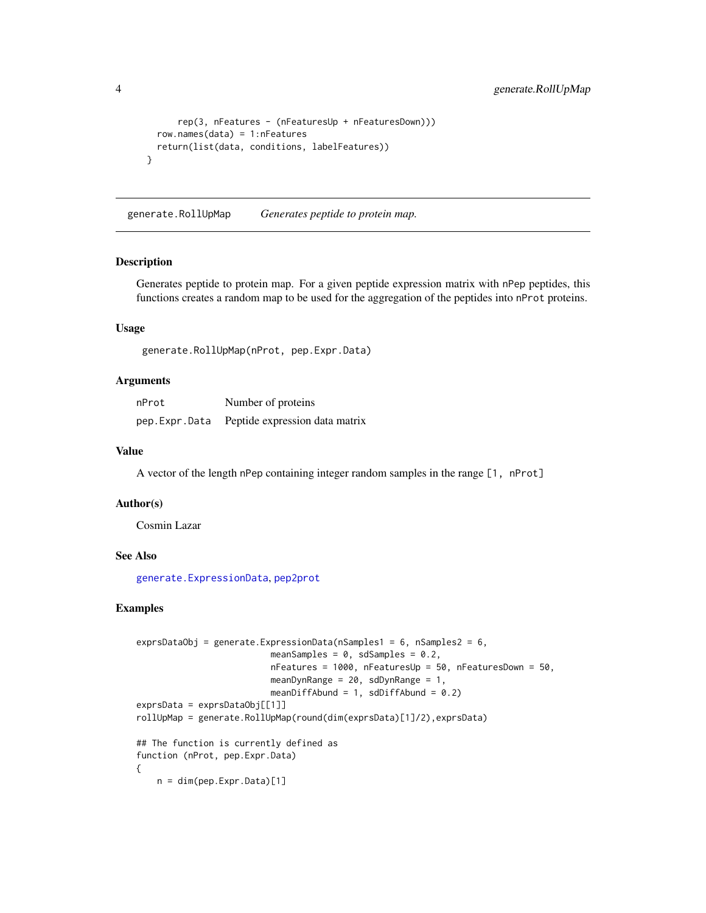```
        rep(3, nFeatures - (nFeaturesUp + nFeaturesDown)))
    row.names(data) = 1:nFeatures
    return(list(data, conditions, labelFeatures))
  }
```

## generate.RollUpMap *Generates peptide to protein map.*

### Description

Generates peptide to protein map. For a given peptide expression matrix with nPep peptides, this functions creates a random map to be used for the aggregation of the peptides into nProt proteins.

### Usage

```
generate.RollUpMap(nProt, pep.Expr.Data)
```

### Arguments

| | |
|---|---|
| nProt | Number of proteins |
| pep.Expr.Data | Peptide expression data matrix |

### Value

A vector of the length nPep containing integer random samples in the range [1, nProt]

### Author(s)

Cosmin Lazar

### See Also

generate.ExpressionData, pep2prot

### Examples

```
exprsDataObj = generate.ExpressionData(nSamples1 = 6, nSamples2 = 6,
                          meanSamples = 0, sdSamples = 0.2,
                          nFeatures = 1000, nFeaturesUp = 50, nFeaturesDown = 50,
                          meanDynRange = 20, sdDynRange = 1,
                          meanDiffAbund = 1, sdDiffAbund = 0.2)
exprsData = exprsDataObj[[1]]
rollUpMap = generate.RollUpMap(round(dim(exprsData)[1]/2),exprsData)

## The function is currently defined as
function (nProt, pep.Expr.Data)
{
    n = dim(pep.Expr.Data)[1]
```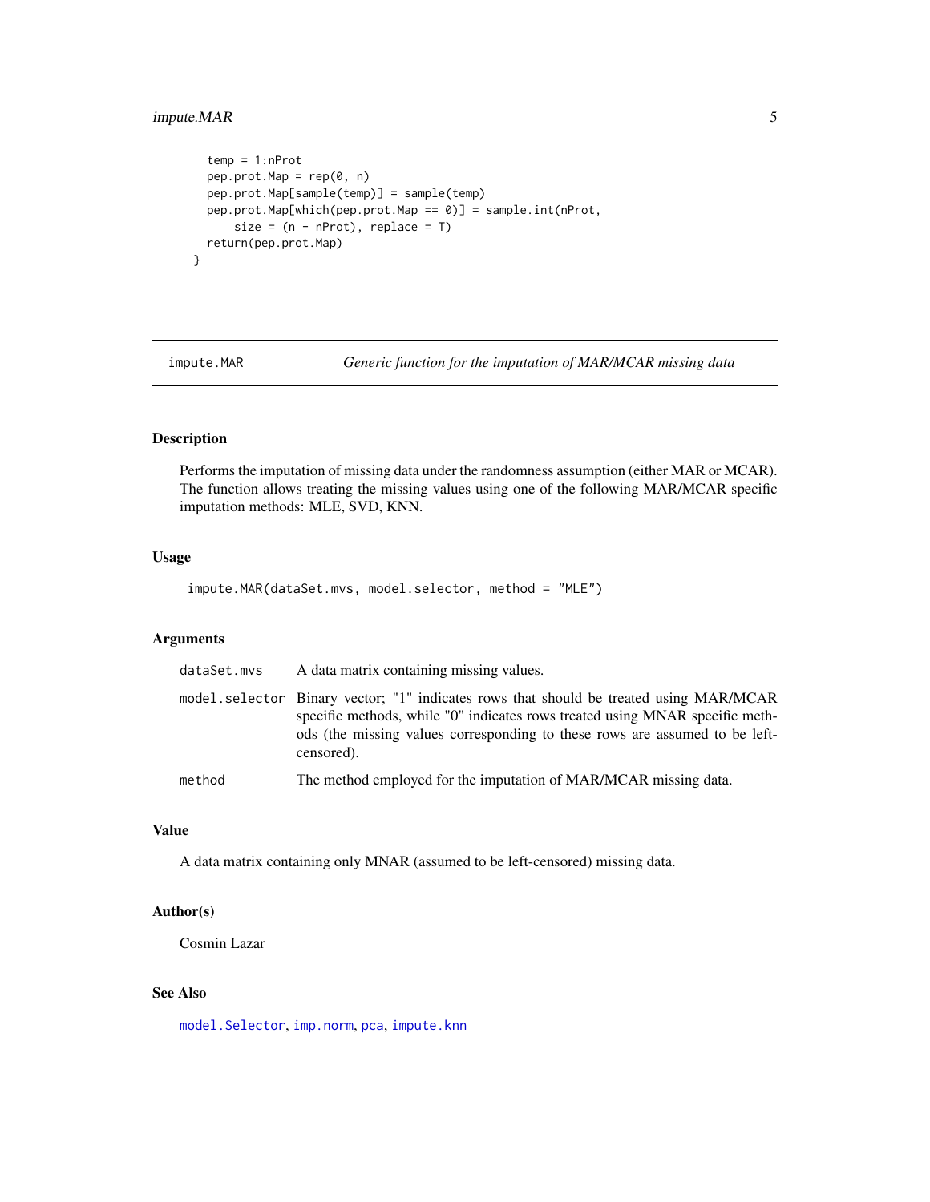```
    temp = 1:nProt
    pep.prot.Map = rep(0, n)
    pep.prot.Map[sample(temp)] = sample(temp)
    pep.prot.Map[which(pep.prot.Map == 0)] = sample.int(nProt,
        size = (n - nProt), replace = T)
    return(pep.prot.Map)
  }
```

---

## impute.MAR — *Generic function for the imputation of MAR/MCAR missing data*

---

### Description

Performs the imputation of missing data under the randomness assumption (either MAR or MCAR). The function allows treating the missing values using one of the following MAR/MCAR specific imputation methods: MLE, SVD, KNN.

### Usage

```
impute.MAR(dataSet.mvs, model.selector, method = "MLE")
```

### Arguments

| | |
|---|---|
| `dataSet.mvs` | A data matrix containing missing values. |
| `model.selector` | Binary vector; "1" indicates rows that should be treated using MAR/MCAR specific methods, while "0" indicates rows treated using MNAR specific methods (the missing values corresponding to these rows are assumed to be left-censored). |
| `method` | The method employed for the imputation of MAR/MCAR missing data. |

### Value

A data matrix containing only MNAR (assumed to be left-censored) missing data.

### Author(s)

Cosmin Lazar

### See Also

`model.Selector`, `imp.norm`, `pca`, `impute.knn`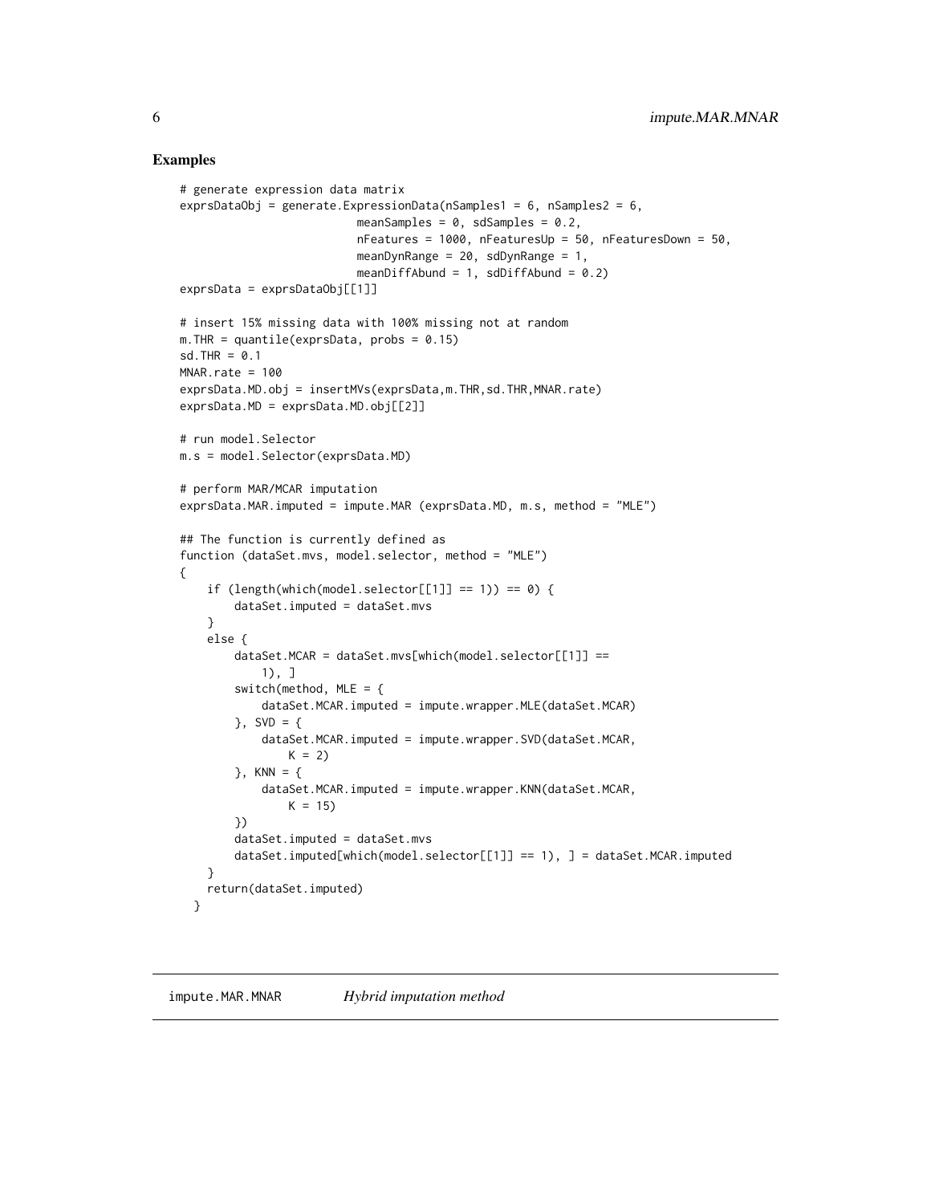### Examples

```
# generate expression data matrix
exprsDataObj = generate.ExpressionData(nSamples1 = 6, nSamples2 = 6,
                          meanSamples = 0, sdSamples = 0.2,
                          nFeatures = 1000, nFeaturesUp = 50, nFeaturesDown = 50,
                          meanDynRange = 20, sdDynRange = 1,
                          meanDiffAbund = 1, sdDiffAbund = 0.2)
exprsData = exprsDataObj[[1]]

# insert 15% missing data with 100% missing not at random
m.THR = quantile(exprsData, probs = 0.15)
sd.THR = 0.1
MNAR.rate = 100
exprsData.MD.obj = insertMVs(exprsData,m.THR,sd.THR,MNAR.rate)
exprsData.MD = exprsData.MD.obj[[2]]

# run model.Selector
m.s = model.Selector(exprsData.MD)

# perform MAR/MCAR imputation
exprsData.MAR.imputed = impute.MAR (exprsData.MD, m.s, method = "MLE")

## The function is currently defined as
function (dataSet.mvs, model.selector, method = "MLE")
{
    if (length(which(model.selector[[1]] == 1)) == 0) {
        dataSet.imputed = dataSet.mvs
    }
    else {
        dataSet.MCAR = dataSet.mvs[which(model.selector[[1]] ==
            1), ]
        switch(method, MLE = {
            dataSet.MCAR.imputed = impute.wrapper.MLE(dataSet.MCAR)
        }, SVD = {
            dataSet.MCAR.imputed = impute.wrapper.SVD(dataSet.MCAR,
                K = 2)
        }, KNN = {
            dataSet.MCAR.imputed = impute.wrapper.KNN(dataSet.MCAR,
                K = 15)
        })
        dataSet.imputed = dataSet.mvs
        dataSet.imputed[which(model.selector[[1]] == 1), ] = dataSet.MCAR.imputed
    }
    return(dataSet.imputed)
  }
```

---

## impute.MAR.MNAR    *Hybrid imputation method*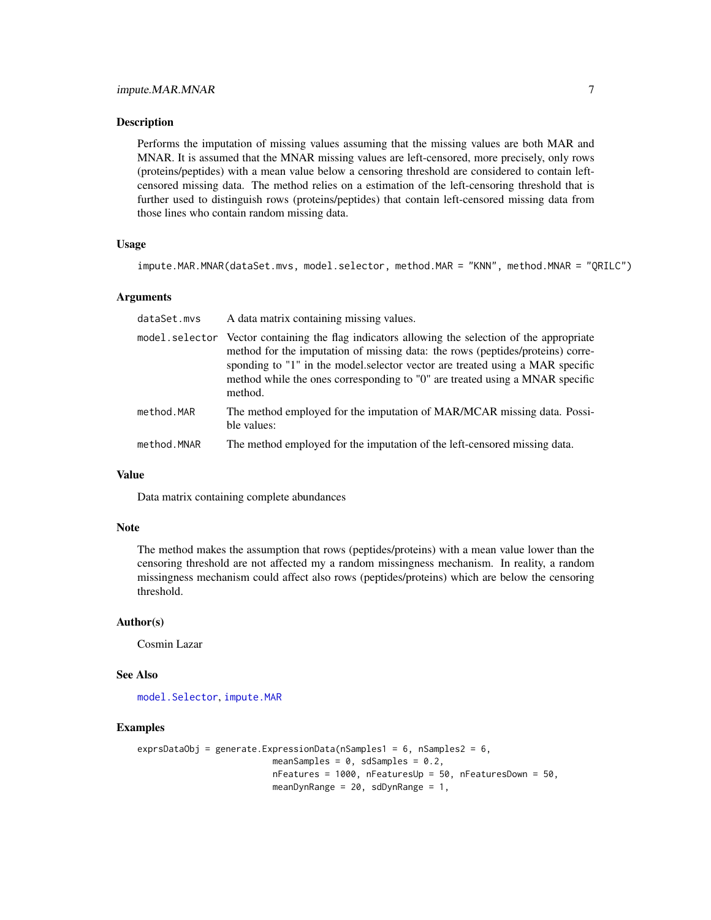## Description

Performs the imputation of missing values assuming that the missing values are both MAR and MNAR. It is assumed that the MNAR missing values are left-censored, more precisely, only rows (proteins/peptides) with a mean value below a censoring threshold are considered to contain left-censored missing data. The method relies on a estimation of the left-censoring threshold that is further used to distinguish rows (proteins/peptides) that contain left-censored missing data from those lines who contain random missing data.

## Usage

```
impute.MAR.MNAR(dataSet.mvs, model.selector, method.MAR = "KNN", method.MNAR = "QRILC")
```

## Arguments

| | |
|---|---|
| dataSet.mvs | A data matrix containing missing values. |
| model.selector | Vector containing the flag indicators allowing the selection of the appropriate method for the imputation of missing data: the rows (peptides/proteins) corresponding to "1" in the model.selector vector are treated using a MAR specific method while the ones corresponding to "0" are treated using a MNAR specific method. |
| method.MAR | The method employed for the imputation of MAR/MCAR missing data. Possible values: |
| method.MNAR | The method employed for the imputation of the left-censored missing data. |

## Value

Data matrix containing complete abundances

## Note

The method makes the assumption that rows (peptides/proteins) with a mean value lower than the censoring threshold are not affected my a random missingness mechanism. In reality, a random missingness mechanism could affect also rows (peptides/proteins) which are below the censoring threshold.

## Author(s)

Cosmin Lazar

## See Also

model.Selector, impute.MAR

## Examples

```
exprsDataObj = generate.ExpressionData(nSamples1 = 6, nSamples2 = 6,
                          meanSamples = 0, sdSamples = 0.2,
                          nFeatures = 1000, nFeaturesUp = 50, nFeaturesDown = 50,
                          meanDynRange = 20, sdDynRange = 1,
```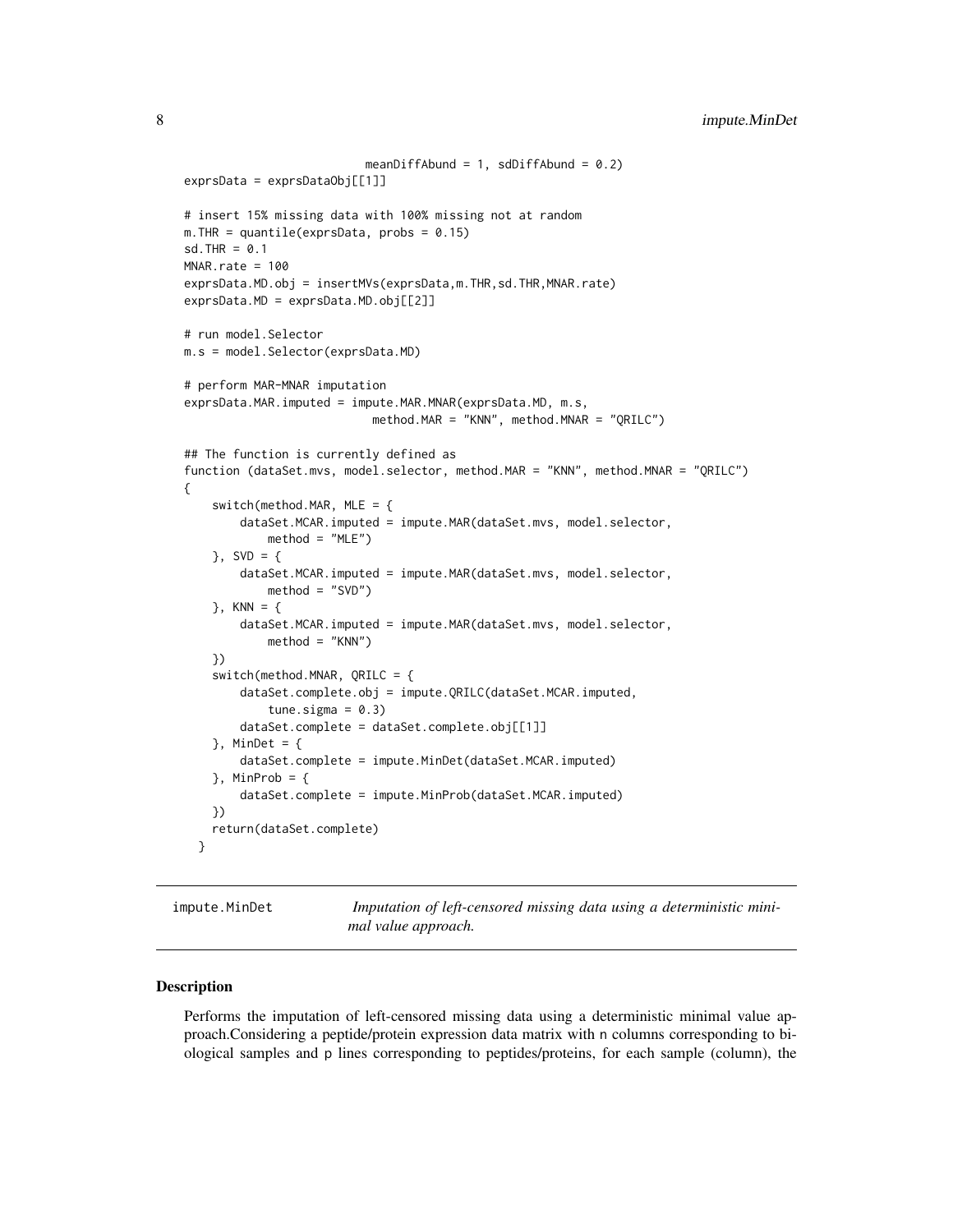```
                          meanDiffAbund = 1, sdDiffAbund = 0.2)
exprsData = exprsDataObj[[1]]

# insert 15% missing data with 100% missing not at random
m.THR = quantile(exprsData, probs = 0.15)
sd.THR = 0.1
MNAR.rate = 100
exprsData.MD.obj = insertMVs(exprsData,m.THR,sd.THR,MNAR.rate)
exprsData.MD = exprsData.MD.obj[[2]]

# run model.Selector
m.s = model.Selector(exprsData.MD)

# perform MAR-MNAR imputation
exprsData.MAR.imputed = impute.MAR.MNAR(exprsData.MD, m.s,
                           method.MAR = "KNN", method.MNAR = "QRILC")

## The function is currently defined as
function (dataSet.mvs, model.selector, method.MAR = "KNN", method.MNAR = "QRILC")
{
    switch(method.MAR, MLE = {
        dataSet.MCAR.imputed = impute.MAR(dataSet.mvs, model.selector,
            method = "MLE")
    }, SVD = {
        dataSet.MCAR.imputed = impute.MAR(dataSet.mvs, model.selector,
            method = "SVD")
    }, KNN = {
        dataSet.MCAR.imputed = impute.MAR(dataSet.mvs, model.selector,
            method = "KNN")
    })
    switch(method.MNAR, QRILC = {
        dataSet.complete.obj = impute.QRILC(dataSet.MCAR.imputed,
            tune.sigma = 0.3)
        dataSet.complete = dataSet.complete.obj[[1]]
    }, MinDet = {
        dataSet.complete = impute.MinDet(dataSet.MCAR.imputed)
    }, MinProb = {
        dataSet.complete = impute.MinProb(dataSet.MCAR.imputed)
    })
    return(dataSet.complete)
  }
```

## impute.MinDet — *Imputation of left-censored missing data using a deterministic minimal value approach.*

### Description

Performs the imputation of left-censored missing data using a deterministic minimal value approach.Considering a peptide/protein expression data matrix with n columns corresponding to biological samples and p lines corresponding to peptides/proteins, for each sample (column), the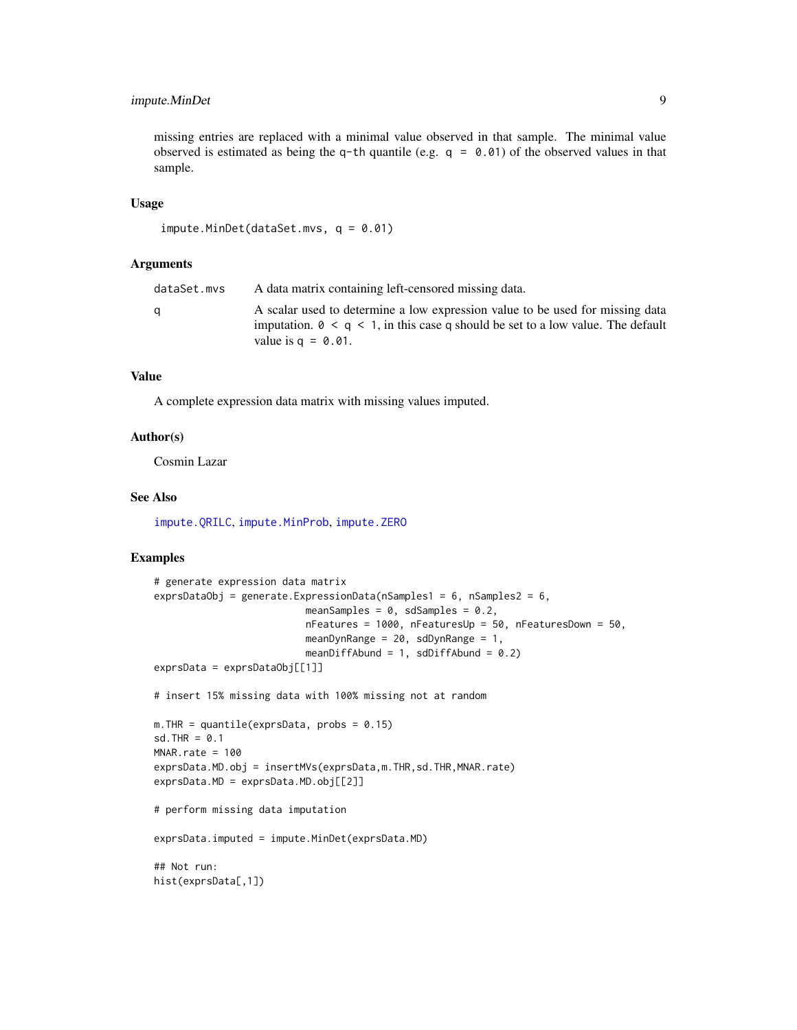missing entries are replaced with a minimal value observed in that sample. The minimal value observed is estimated as being the q-th quantile (e.g. q = 0.01) of the observed values in that sample.

### Usage

```
impute.MinDet(dataSet.mvs, q = 0.01)
```

### Arguments

| | |
|---|---|
| dataSet.mvs | A data matrix containing left-censored missing data. |
| q | A scalar used to determine a low expression value to be used for missing data imputation. 0 < q < 1, in this case q should be set to a low value. The default value is q = 0.01. |

### Value

A complete expression data matrix with missing values imputed.

### Author(s)

Cosmin Lazar

### See Also

impute.QRILC, impute.MinProb, impute.ZERO

### Examples

```
# generate expression data matrix
exprsDataObj = generate.ExpressionData(nSamples1 = 6, nSamples2 = 6,
                          meanSamples = 0, sdSamples = 0.2,
                          nFeatures = 1000, nFeaturesUp = 50, nFeaturesDown = 50,
                          meanDynRange = 20, sdDynRange = 1,
                          meanDiffAbund = 1, sdDiffAbund = 0.2)
exprsData = exprsDataObj[[1]]

# insert 15% missing data with 100% missing not at random

m.THR = quantile(exprsData, probs = 0.15)
sd.THR = 0.1
MNAR.rate = 100
exprsData.MD.obj = insertMVs(exprsData,m.THR,sd.THR,MNAR.rate)
exprsData.MD = exprsData.MD.obj[[2]]

# perform missing data imputation

exprsData.imputed = impute.MinDet(exprsData.MD)

## Not run:
hist(exprsData[,1])
```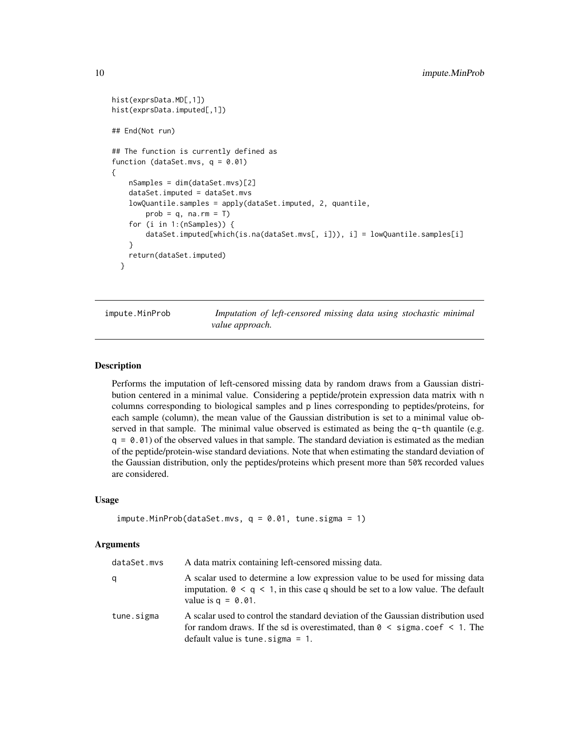```
hist(exprsData.MD[,1])
hist(exprsData.imputed[,1])

## End(Not run)

## The function is currently defined as
function (dataSet.mvs, q = 0.01)
{
    nSamples = dim(dataSet.mvs)[2]
    dataSet.imputed = dataSet.mvs
    lowQuantile.samples = apply(dataSet.imputed, 2, quantile,
        prob = q, na.rm = T)
    for (i in 1:(nSamples)) {
        dataSet.imputed[which(is.na(dataSet.mvs[, i])), i] = lowQuantile.samples[i]
    }
    return(dataSet.imputed)
  }
```

## impute.MinProb

*Imputation of left-censored missing data using stochastic minimal value approach.*

### Description

Performs the imputation of left-censored missing data by random draws from a Gaussian distribution centered in a minimal value. Considering a peptide/protein expression data matrix with n columns corresponding to biological samples and p lines corresponding to peptides/proteins, for each sample (column), the mean value of the Gaussian distribution is set to a minimal value observed in that sample. The minimal value observed is estimated as being the q-th quantile (e.g. q = 0.01) of the observed values in that sample. The standard deviation is estimated as the median of the peptide/protein-wise standard deviations. Note that when estimating the standard deviation of the Gaussian distribution, only the peptides/proteins which present more than 50% recorded values are considered.

### Usage

```
impute.MinProb(dataSet.mvs, q = 0.01, tune.sigma = 1)
```

### Arguments

| | |
|---|---|
| dataSet.mvs | A data matrix containing left-censored missing data. |
| q | A scalar used to determine a low expression value to be used for missing data imputation. 0 < q < 1, in this case q should be set to a low value. The default value is q = 0.01. |
| tune.sigma | A scalar used to control the standard deviation of the Gaussian distribution used for random draws. If the sd is overestimated, than 0 < sigma.coef < 1. The default value is tune.sigma = 1. |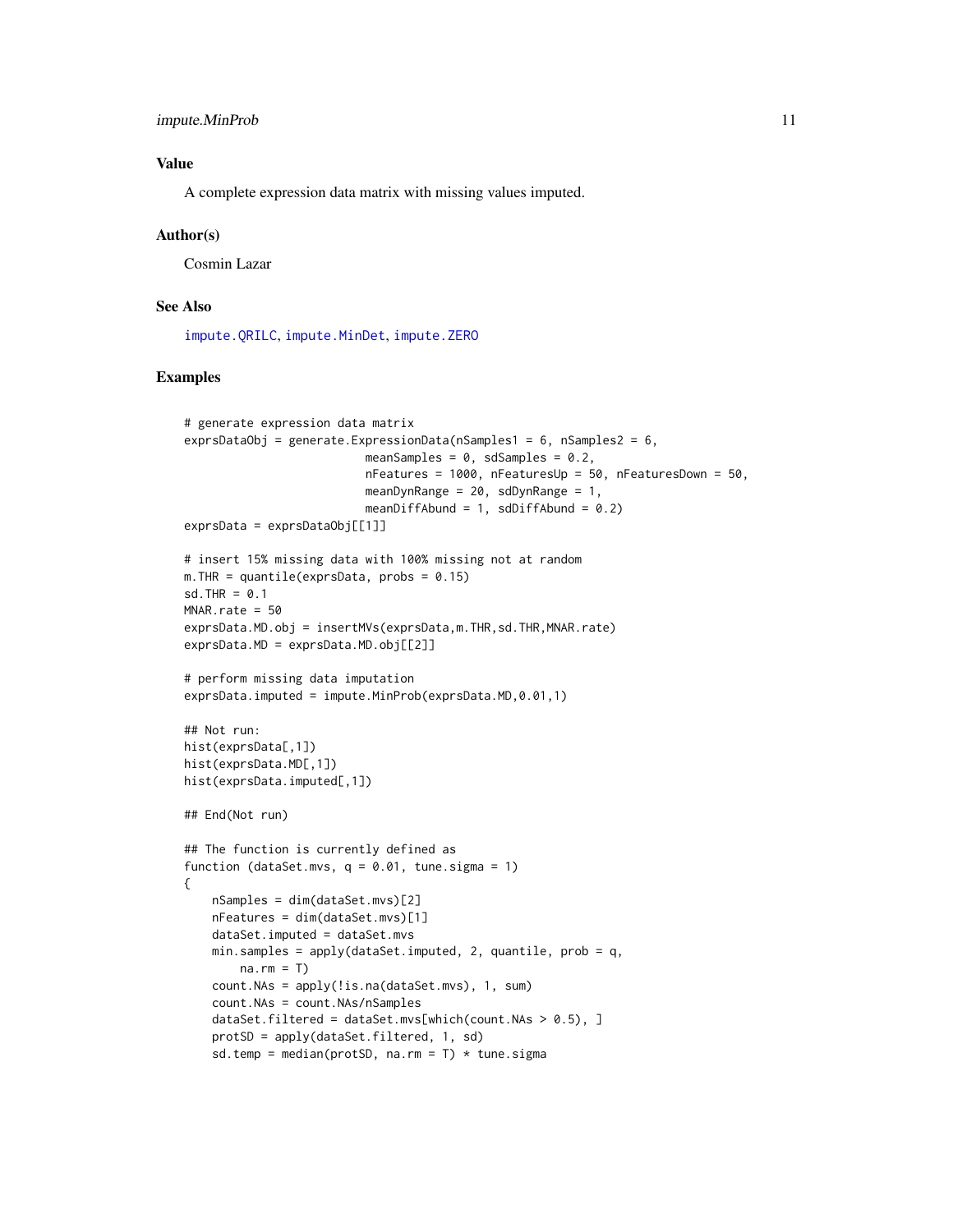## Value

A complete expression data matrix with missing values imputed.

## Author(s)

Cosmin Lazar

## See Also

impute.QRILC, impute.MinDet, impute.ZERO

## Examples

```
# generate expression data matrix
exprsDataObj = generate.ExpressionData(nSamples1 = 6, nSamples2 = 6,
                          meanSamples = 0, sdSamples = 0.2,
                          nFeatures = 1000, nFeaturesUp = 50, nFeaturesDown = 50,
                          meanDynRange = 20, sdDynRange = 1,
                          meanDiffAbund = 1, sdDiffAbund = 0.2)
exprsData = exprsDataObj[[1]]

# insert 15% missing data with 100% missing not at random
m.THR = quantile(exprsData, probs = 0.15)
sd.THR = 0.1
MNAR.rate = 50
exprsData.MD.obj = insertMVs(exprsData,m.THR,sd.THR,MNAR.rate)
exprsData.MD = exprsData.MD.obj[[2]]

# perform missing data imputation
exprsData.imputed = impute.MinProb(exprsData.MD,0.01,1)

## Not run:
hist(exprsData[,1])
hist(exprsData.MD[,1])
hist(exprsData.imputed[,1])

## End(Not run)

## The function is currently defined as
function (dataSet.mvs, q = 0.01, tune.sigma = 1)
{
    nSamples = dim(dataSet.mvs)[2]
    nFeatures = dim(dataSet.mvs)[1]
    dataSet.imputed = dataSet.mvs
    min.samples = apply(dataSet.imputed, 2, quantile, prob = q,
        na.rm = T)
    count.NAs = apply(!is.na(dataSet.mvs), 1, sum)
    count.NAs = count.NAs/nSamples
    dataSet.filtered = dataSet.mvs[which(count.NAs > 0.5), ]
    protSD = apply(dataSet.filtered, 1, sd)
    sd.temp = median(protSD, na.rm = T) * tune.sigma
```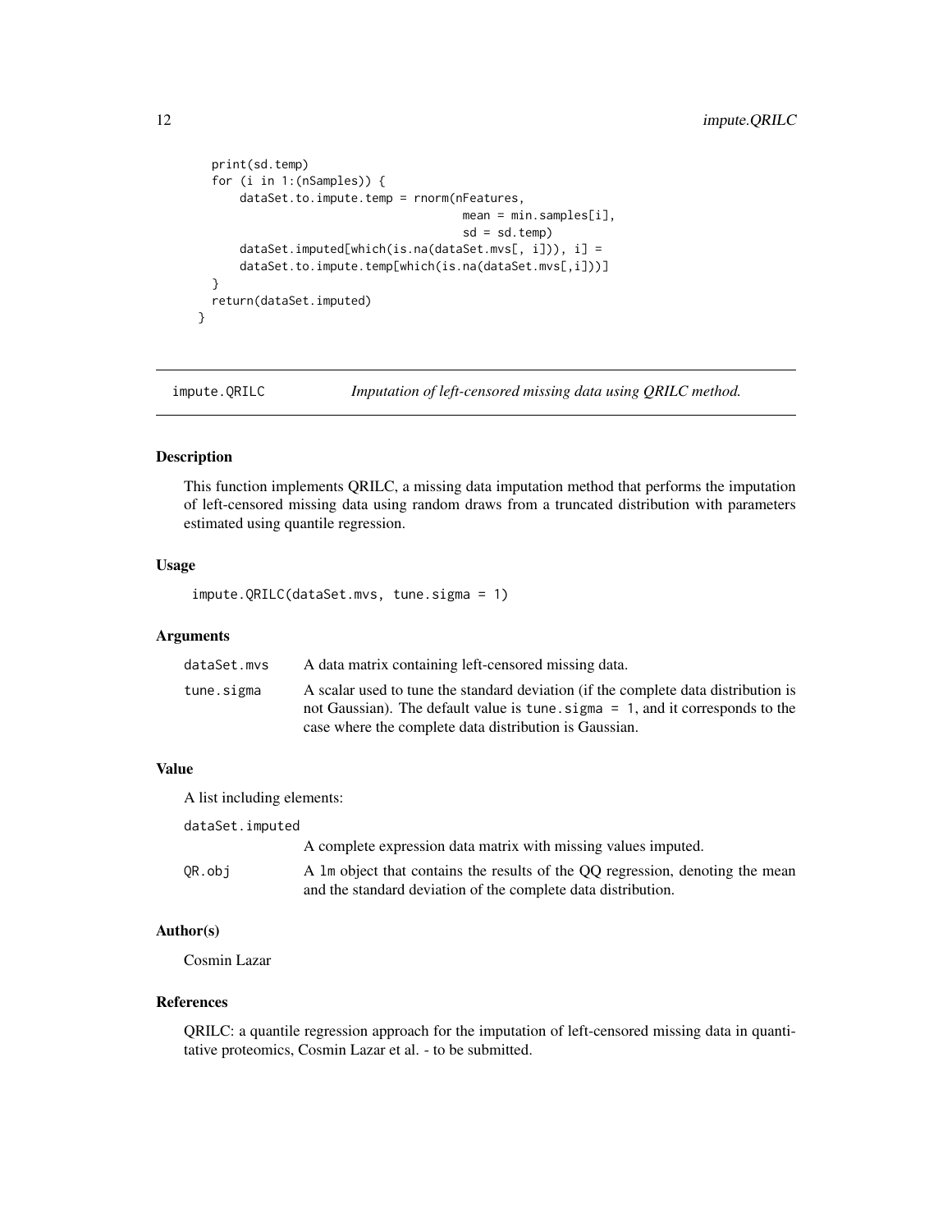```
  print(sd.temp)
  for (i in 1:(nSamples)) {
      dataSet.to.impute.temp = rnorm(nFeatures,
                                     mean = min.samples[i],
                                     sd = sd.temp)
      dataSet.imputed[which(is.na(dataSet.mvs[, i])), i] =
      dataSet.to.impute.temp[which(is.na(dataSet.mvs[,i]))]
  }
  return(dataSet.imputed)
}
```

---

## impute.QRILC — *Imputation of left-censored missing data using QRILC method.*

---

### Description

This function implements QRILC, a missing data imputation method that performs the imputation of left-censored missing data using random draws from a truncated distribution with parameters estimated using quantile regression.

### Usage

```
impute.QRILC(dataSet.mvs, tune.sigma = 1)
```

### Arguments

| | |
|---|---|
| `dataSet.mvs` | A data matrix containing left-censored missing data. |
| `tune.sigma` | A scalar used to tune the standard deviation (if the complete data distribution is not Gaussian). The default value is `tune.sigma = 1`, and it corresponds to the case where the complete data distribution is Gaussian. |

### Value

A list including elements:

| | |
|---|---|
| `dataSet.imputed` | A complete expression data matrix with missing values imputed. |
| `QR.obj` | A `lm` object that contains the results of the QQ regression, denoting the mean and the standard deviation of the complete data distribution. |

### Author(s)

Cosmin Lazar

### References

QRILC: a quantile regression approach for the imputation of left-censored missing data in quantitative proteomics, Cosmin Lazar et al. - to be submitted.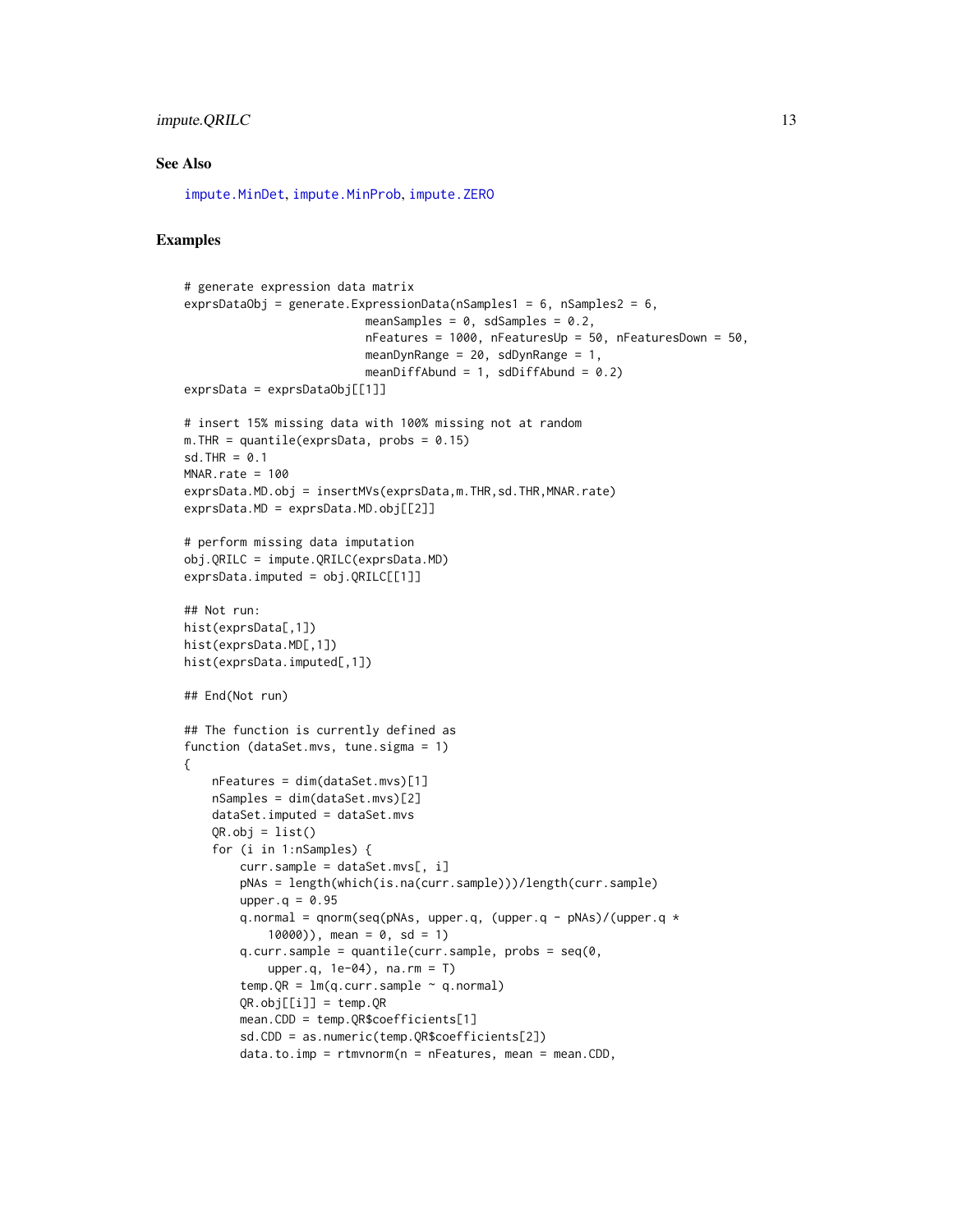## See Also

impute.MinDet, impute.MinProb, impute.ZERO

## Examples

```
# generate expression data matrix
exprsDataObj = generate.ExpressionData(nSamples1 = 6, nSamples2 = 6,
                          meanSamples = 0, sdSamples = 0.2,
                          nFeatures = 1000, nFeaturesUp = 50, nFeaturesDown = 50,
                          meanDynRange = 20, sdDynRange = 1,
                          meanDiffAbund = 1, sdDiffAbund = 0.2)
exprsData = exprsDataObj[[1]]

# insert 15% missing data with 100% missing not at random
m.THR = quantile(exprsData, probs = 0.15)
sd.THR = 0.1
MNAR.rate = 100
exprsData.MD.obj = insertMVs(exprsData,m.THR,sd.THR,MNAR.rate)
exprsData.MD = exprsData.MD.obj[[2]]

# perform missing data imputation
obj.QRILC = impute.QRILC(exprsData.MD)
exprsData.imputed = obj.QRILC[[1]]

## Not run:
hist(exprsData[,1])
hist(exprsData.MD[,1])
hist(exprsData.imputed[,1])

## End(Not run)

## The function is currently defined as
function (dataSet.mvs, tune.sigma = 1)
{
    nFeatures = dim(dataSet.mvs)[1]
    nSamples = dim(dataSet.mvs)[2]
    dataSet.imputed = dataSet.mvs
    QR.obj = list()
    for (i in 1:nSamples) {
        curr.sample = dataSet.mvs[, i]
        pNAs = length(which(is.na(curr.sample)))/length(curr.sample)
        upper.q = 0.95
        q.normal = qnorm(seq(pNAs, upper.q, (upper.q - pNAs)/(upper.q *
            10000)), mean = 0, sd = 1)
        q.curr.sample = quantile(curr.sample, probs = seq(0,
            upper.q, 1e-04), na.rm = T)
        temp.QR = lm(q.curr.sample ~ q.normal)
        QR.obj[[i]] = temp.QR
        mean.CDD = temp.QR$coefficients[1]
        sd.CDD = as.numeric(temp.QR$coefficients[2])
        data.to.imp = rtmvnorm(n = nFeatures, mean = mean.CDD,
```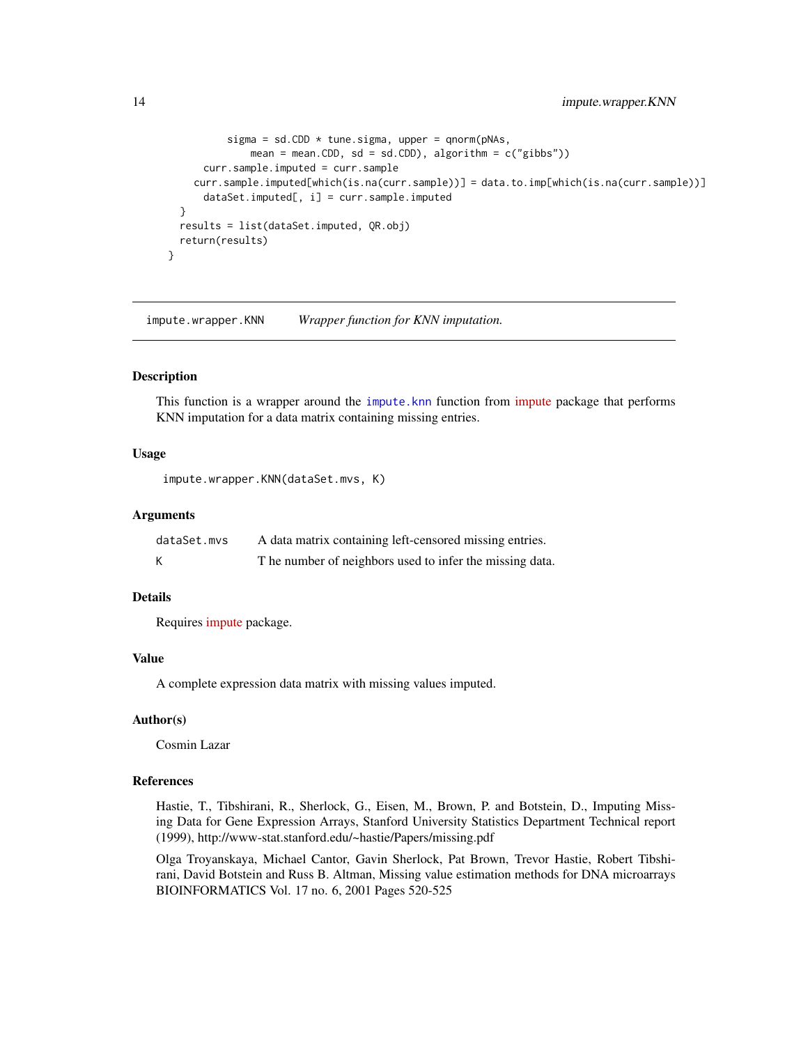```
        sigma = sd.CDD * tune.sigma, upper = qnorm(pNAs,
            mean = mean.CDD, sd = sd.CDD), algorithm = c("gibbs"))
    curr.sample.imputed = curr.sample
    curr.sample.imputed[which(is.na(curr.sample))] = data.to.imp[which(is.na(curr.sample))]
    dataSet.imputed[, i] = curr.sample.imputed
  }
  results = list(dataSet.imputed, QR.obj)
  return(results)
}
```

---

## impute.wrapper.KNN — *Wrapper function for KNN imputation.*

---

### Description

This function is a wrapper around the `impute.knn` function from impute package that performs KNN imputation for a data matrix containing missing entries.

### Usage

```
impute.wrapper.KNN(dataSet.mvs, K)
```

### Arguments

| | |
|---|---|
| `dataSet.mvs` | A data matrix containing left-censored missing entries. |
| `K` | T he number of neighbors used to infer the missing data. |

### Details

Requires impute package.

### Value

A complete expression data matrix with missing values imputed.

### Author(s)

Cosmin Lazar

### References

Hastie, T., Tibshirani, R., Sherlock, G., Eisen, M., Brown, P. and Botstein, D., Imputing Missing Data for Gene Expression Arrays, Stanford University Statistics Department Technical report (1999), http://www-stat.stanford.edu/~hastie/Papers/missing.pdf

Olga Troyanskaya, Michael Cantor, Gavin Sherlock, Pat Brown, Trevor Hastie, Robert Tibshirani, David Botstein and Russ B. Altman, Missing value estimation methods for DNA microarrays BIOINFORMATICS Vol. 17 no. 6, 2001 Pages 520-525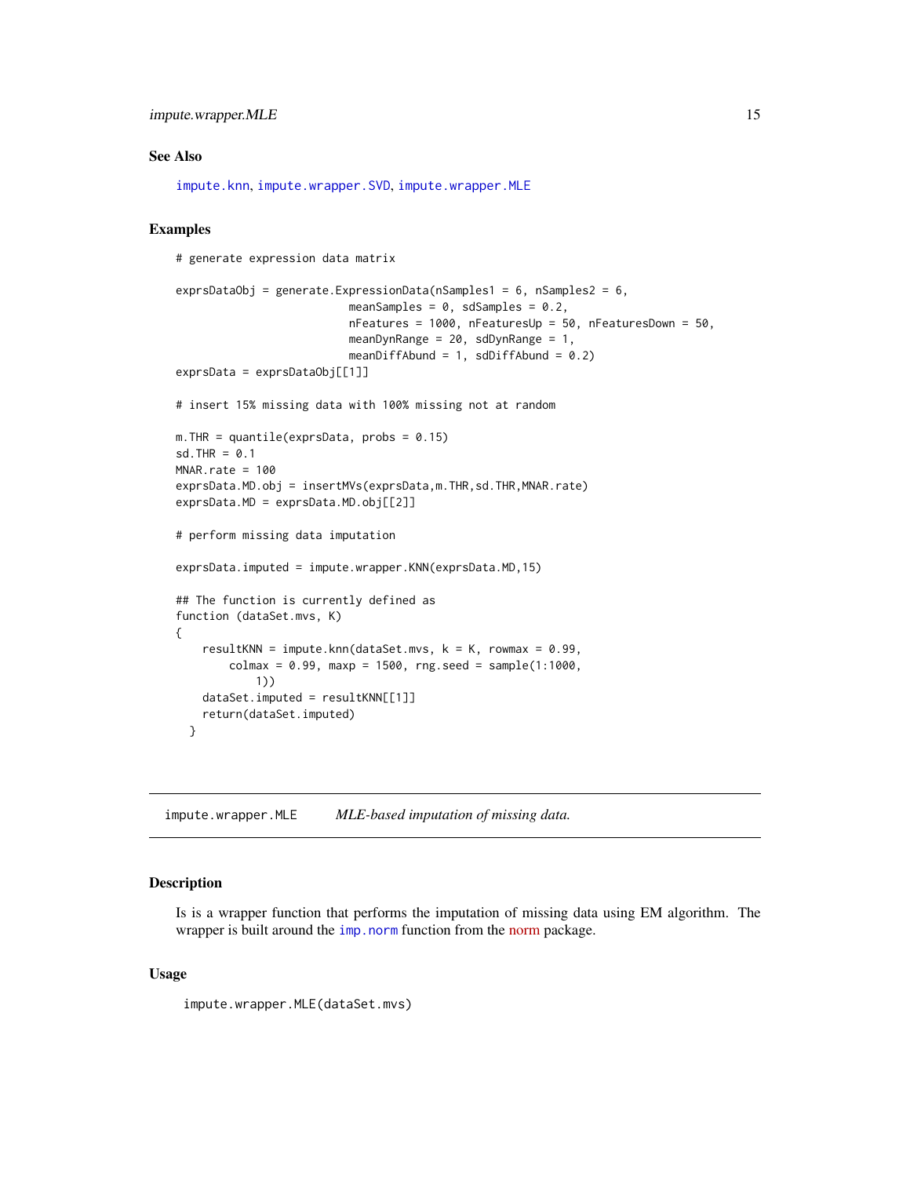## See Also

impute.knn, impute.wrapper.SVD, impute.wrapper.MLE

## Examples

```
# generate expression data matrix

exprsDataObj = generate.ExpressionData(nSamples1 = 6, nSamples2 = 6,
                          meanSamples = 0, sdSamples = 0.2,
                          nFeatures = 1000, nFeaturesUp = 50, nFeaturesDown = 50,
                          meanDynRange = 20, sdDynRange = 1,
                          meanDiffAbund = 1, sdDiffAbund = 0.2)
exprsData = exprsDataObj[[1]]

# insert 15% missing data with 100% missing not at random

m.THR = quantile(exprsData, probs = 0.15)
sd.THR = 0.1
MNAR.rate = 100
exprsData.MD.obj = insertMVs(exprsData,m.THR,sd.THR,MNAR.rate)
exprsData.MD = exprsData.MD.obj[[2]]

# perform missing data imputation

exprsData.imputed = impute.wrapper.KNN(exprsData.MD,15)

## The function is currently defined as
function (dataSet.mvs, K)
{
    resultKNN = impute.knn(dataSet.mvs, k = K, rowmax = 0.99,
        colmax = 0.99, maxp = 1500, rng.seed = sample(1:1000,
            1))
    dataSet.imputed = resultKNN[[1]]
    return(dataSet.imputed)
  }
```

---

## impute.wrapper.MLE &nbsp;&nbsp;&nbsp; *MLE-based imputation of missing data.*

---

## Description

Is is a wrapper function that performs the imputation of missing data using EM algorithm. The wrapper is built around the imp.norm function from the norm package.

## Usage

```
impute.wrapper.MLE(dataSet.mvs)
```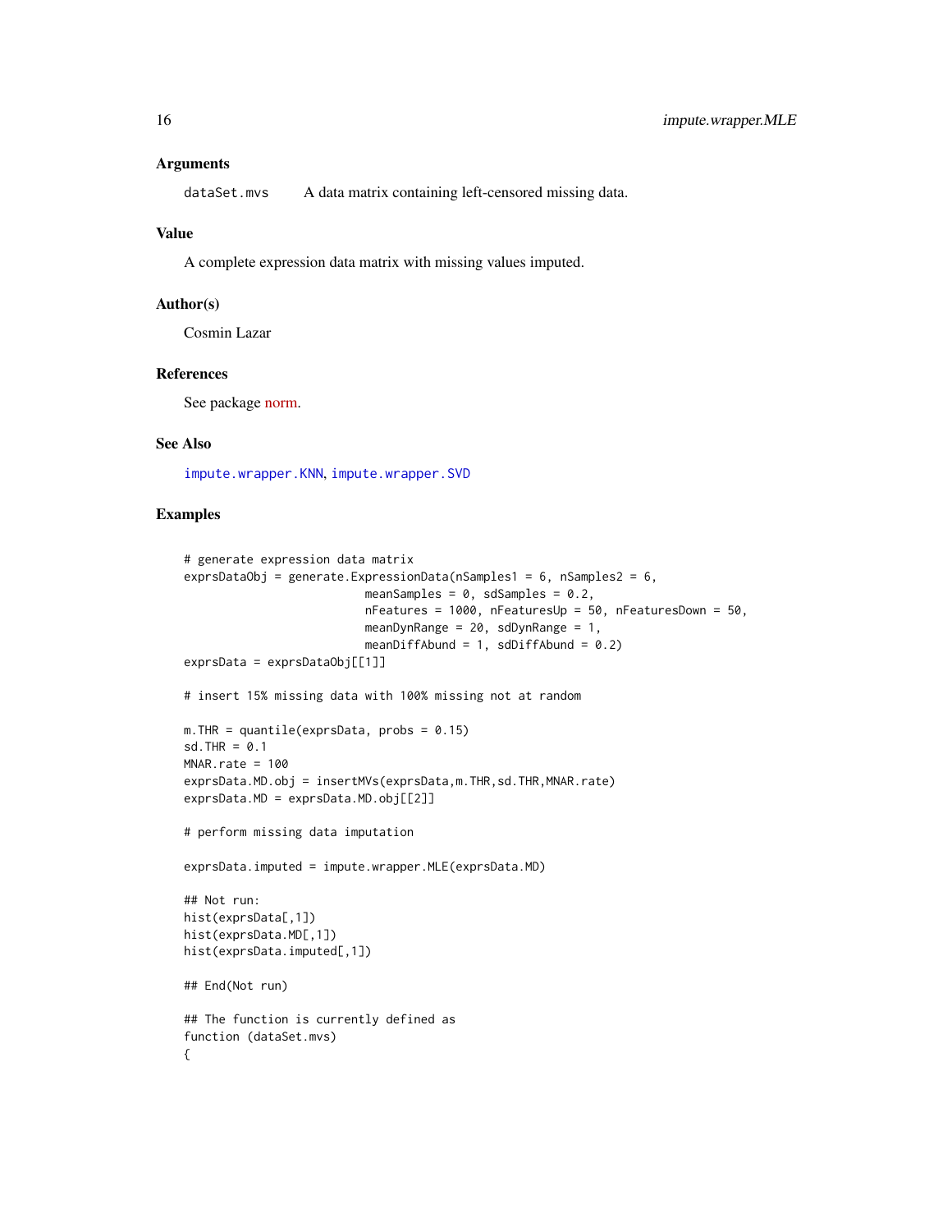### Arguments

`dataSet.mvs` A data matrix containing left-censored missing data.

### Value

A complete expression data matrix with missing values imputed.

### Author(s)

Cosmin Lazar

### References

See package norm.

### See Also

`impute.wrapper.KNN`, `impute.wrapper.SVD`

### Examples

```
# generate expression data matrix
exprsDataObj = generate.ExpressionData(nSamples1 = 6, nSamples2 = 6,
                          meanSamples = 0, sdSamples = 0.2,
                          nFeatures = 1000, nFeaturesUp = 50, nFeaturesDown = 50,
                          meanDynRange = 20, sdDynRange = 1,
                          meanDiffAbund = 1, sdDiffAbund = 0.2)
exprsData = exprsDataObj[[1]]

# insert 15% missing data with 100% missing not at random

m.THR = quantile(exprsData, probs = 0.15)
sd.THR = 0.1
MNAR.rate = 100
exprsData.MD.obj = insertMVs(exprsData,m.THR,sd.THR,MNAR.rate)
exprsData.MD = exprsData.MD.obj[[2]]

# perform missing data imputation

exprsData.imputed = impute.wrapper.MLE(exprsData.MD)

## Not run:
hist(exprsData[,1])
hist(exprsData.MD[,1])
hist(exprsData.imputed[,1])

## End(Not run)

## The function is currently defined as
function (dataSet.mvs)
{
```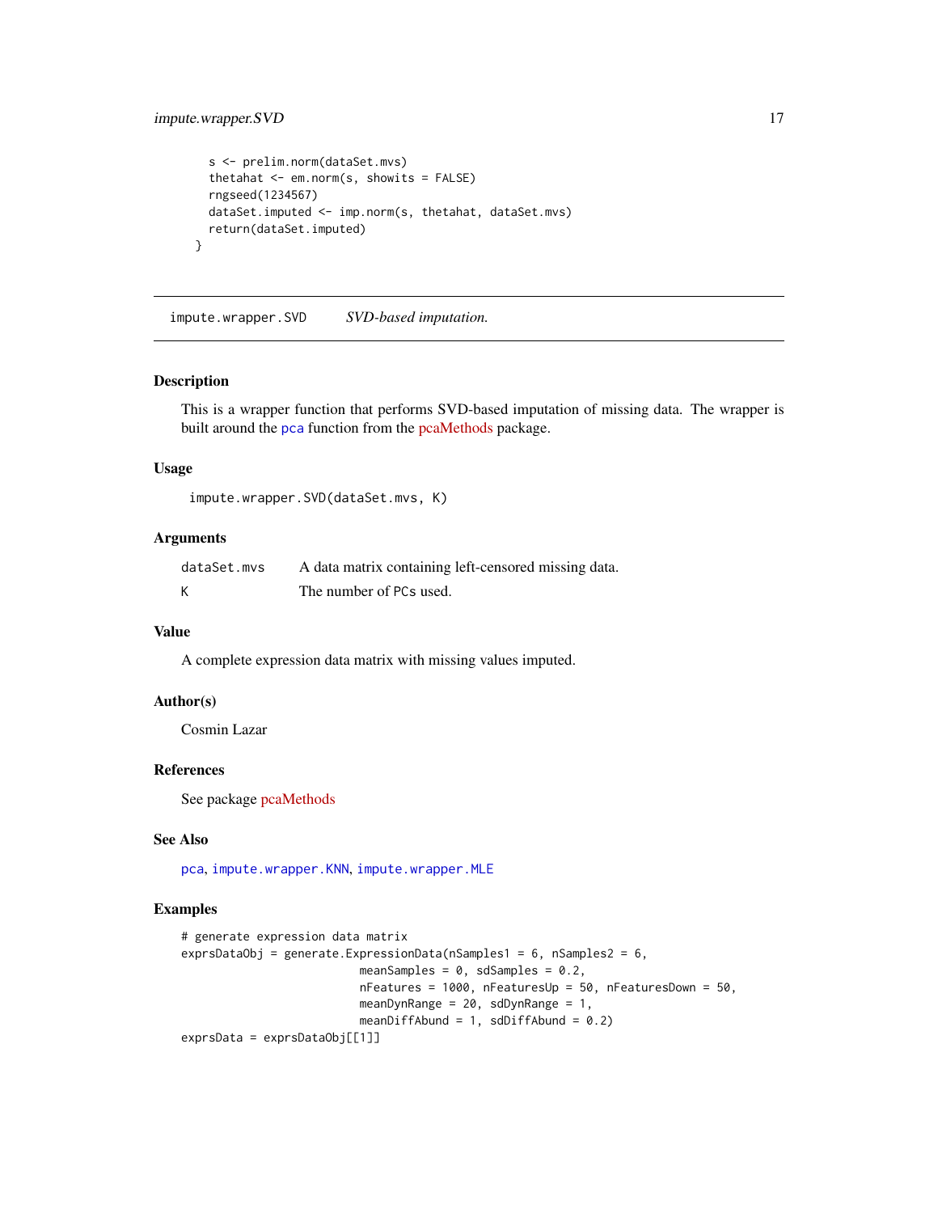```
  s <- prelim.norm(dataSet.mvs)
  thetahat <- em.norm(s, showits = FALSE)
  rngseed(1234567)
  dataSet.imputed <- imp.norm(s, thetahat, dataSet.mvs)
  return(dataSet.imputed)
}
```

---

## impute.wrapper.SVD — *SVD-based imputation.*

---

### Description

This is a wrapper function that performs SVD-based imputation of missing data. The wrapper is built around the pca function from the pcaMethods package.

### Usage

```
impute.wrapper.SVD(dataSet.mvs, K)
```

### Arguments

| | |
|---|---|
| dataSet.mvs | A data matrix containing left-censored missing data. |
| K | The number of PCs used. |

### Value

A complete expression data matrix with missing values imputed.

### Author(s)

Cosmin Lazar

### References

See package pcaMethods

### See Also

pca, impute.wrapper.KNN, impute.wrapper.MLE

### Examples

```
# generate expression data matrix
exprsDataObj = generate.ExpressionData(nSamples1 = 6, nSamples2 = 6,
                          meanSamples = 0, sdSamples = 0.2,
                          nFeatures = 1000, nFeaturesUp = 50, nFeaturesDown = 50,
                          meanDynRange = 20, sdDynRange = 1,
                          meanDiffAbund = 1, sdDiffAbund = 0.2)
exprsData = exprsDataObj[[1]]
```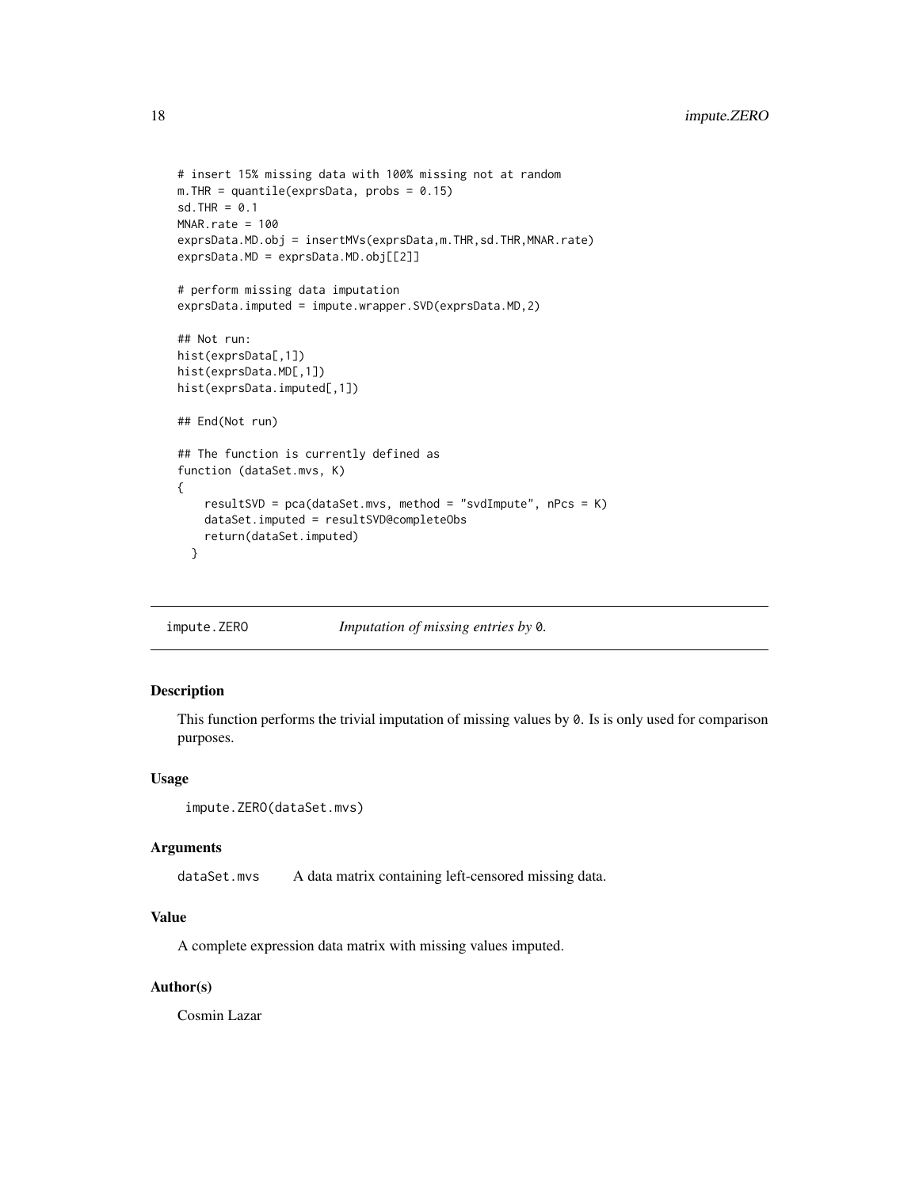```
# insert 15% missing data with 100% missing not at random
m.THR = quantile(exprsData, probs = 0.15)
sd.THR = 0.1
MNAR.rate = 100
exprsData.MD.obj = insertMVs(exprsData,m.THR,sd.THR,MNAR.rate)
exprsData.MD = exprsData.MD.obj[[2]]

# perform missing data imputation
exprsData.imputed = impute.wrapper.SVD(exprsData.MD,2)

## Not run:
hist(exprsData[,1])
hist(exprsData.MD[,1])
hist(exprsData.imputed[,1])

## End(Not run)

## The function is currently defined as
function (dataSet.mvs, K)
{
    resultSVD = pca(dataSet.mvs, method = "svdImpute", nPcs = K)
    dataSet.imputed = resultSVD@completeObs
    return(dataSet.imputed)
  }
```

## impute.ZERO — *Imputation of missing entries by* `0`*.*

### Description

This function performs the trivial imputation of missing values by `0`. Is is only used for comparison purposes.

### Usage

```
impute.ZERO(dataSet.mvs)
```

### Arguments

`dataSet.mvs` A data matrix containing left-censored missing data.

### Value

A complete expression data matrix with missing values imputed.

### Author(s)

Cosmin Lazar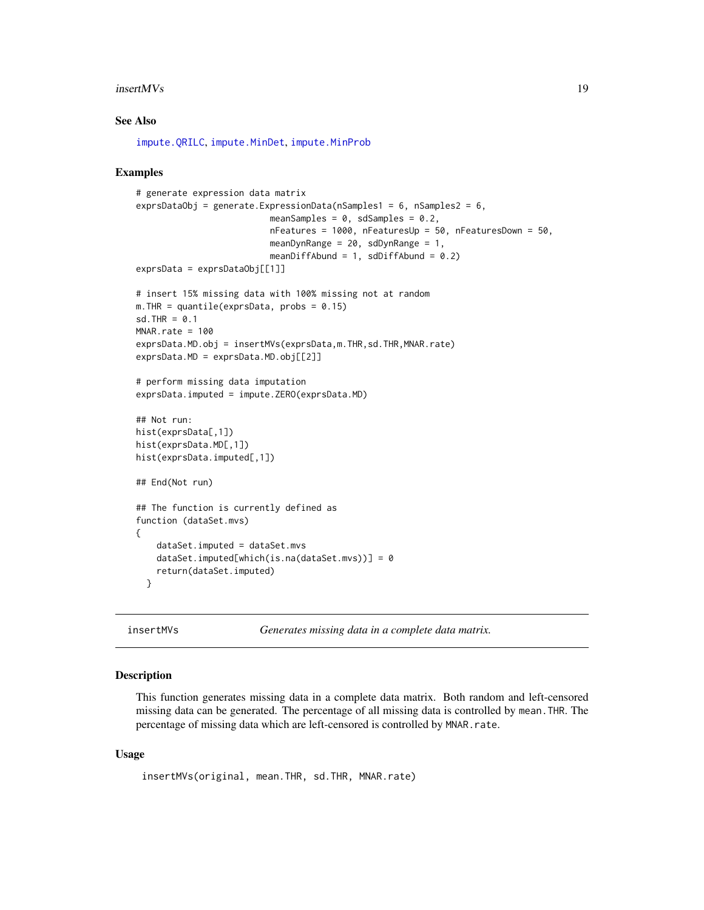## See Also

impute.QRILC, impute.MinDet, impute.MinProb

## Examples

```
# generate expression data matrix
exprsDataObj = generate.ExpressionData(nSamples1 = 6, nSamples2 = 6,
                          meanSamples = 0, sdSamples = 0.2,
                          nFeatures = 1000, nFeaturesUp = 50, nFeaturesDown = 50,
                          meanDynRange = 20, sdDynRange = 1,
                          meanDiffAbund = 1, sdDiffAbund = 0.2)
exprsData = exprsDataObj[[1]]

# insert 15% missing data with 100% missing not at random
m.THR = quantile(exprsData, probs = 0.15)
sd.THR = 0.1
MNAR.rate = 100
exprsData.MD.obj = insertMVs(exprsData,m.THR,sd.THR,MNAR.rate)
exprsData.MD = exprsData.MD.obj[[2]]

# perform missing data imputation
exprsData.imputed = impute.ZERO(exprsData.MD)

## Not run:
hist(exprsData[,1])
hist(exprsData.MD[,1])
hist(exprsData.imputed[,1])

## End(Not run)

## The function is currently defined as
function (dataSet.mvs)
{
    dataSet.imputed = dataSet.mvs
    dataSet.imputed[which(is.na(dataSet.mvs))] = 0
    return(dataSet.imputed)
  }
```

---

# insertMVs *Generates missing data in a complete data matrix.*

---

## Description

This function generates missing data in a complete data matrix. Both random and left-censored missing data can be generated. The percentage of all missing data is controlled by `mean.THR`. The percentage of missing data which are left-censored is controlled by `MNAR.rate`.

## Usage

```
insertMVs(original, mean.THR, sd.THR, MNAR.rate)
```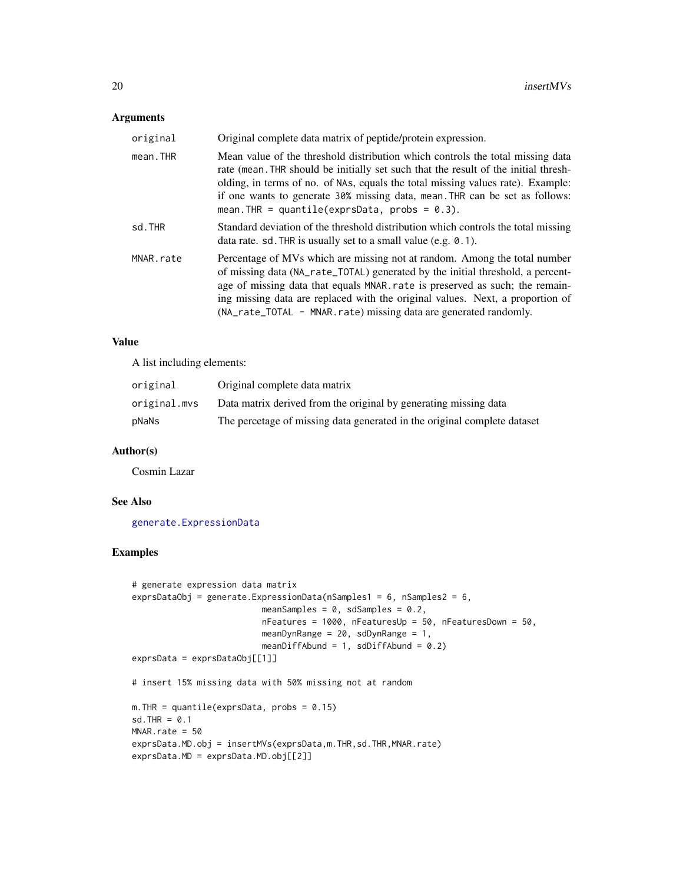## Arguments

| | |
|---|---|
| `original` | Original complete data matrix of peptide/protein expression. |
| `mean.THR` | Mean value of the threshold distribution which controls the total missing data rate (`mean.THR` should be initially set such that the result of the initial thresholding, in terms of no. of `NAs`, equals the total missing values rate). Example: if one wants to generate 30% missing data, `mean.THR` can be set as follows: `mean.THR = quantile(exprsData, probs = 0.3)`. |
| `sd.THR` | Standard deviation of the threshold distribution which controls the total missing data rate. `sd.THR` is usually set to a small value (e.g. `0.1`). |
| `MNAR.rate` | Percentage of MVs which are missing not at random. Among the total number of missing data (`NA_rate_TOTAL`) generated by the initial threshold, a percentage of missing data that equals `MNAR.rate` is preserved as such; the remaining missing data are replaced with the original values. Next, a proportion of (`NA_rate_TOTAL - MNAR.rate`) missing data are generated randomly. |

## Value

A list including elements:

| | |
|---|---|
| `original` | Original complete data matrix |
| `original.mvs` | Data matrix derived from the original by generating missing data |
| `pNaNs` | The percetage of missing data generated in the original complete dataset |

## Author(s)

Cosmin Lazar

## See Also

`generate.ExpressionData`

## Examples

```
# generate expression data matrix
exprsDataObj = generate.ExpressionData(nSamples1 = 6, nSamples2 = 6,
                          meanSamples = 0, sdSamples = 0.2,
                          nFeatures = 1000, nFeaturesUp = 50, nFeaturesDown = 50,
                          meanDynRange = 20, sdDynRange = 1,
                          meanDiffAbund = 1, sdDiffAbund = 0.2)
exprsData = exprsDataObj[[1]]

# insert 15% missing data with 50% missing not at random

m.THR = quantile(exprsData, probs = 0.15)
sd.THR = 0.1
MNAR.rate = 50
exprsData.MD.obj = insertMVs(exprsData,m.THR,sd.THR,MNAR.rate)
exprsData.MD = exprsData.MD.obj[[2]]
```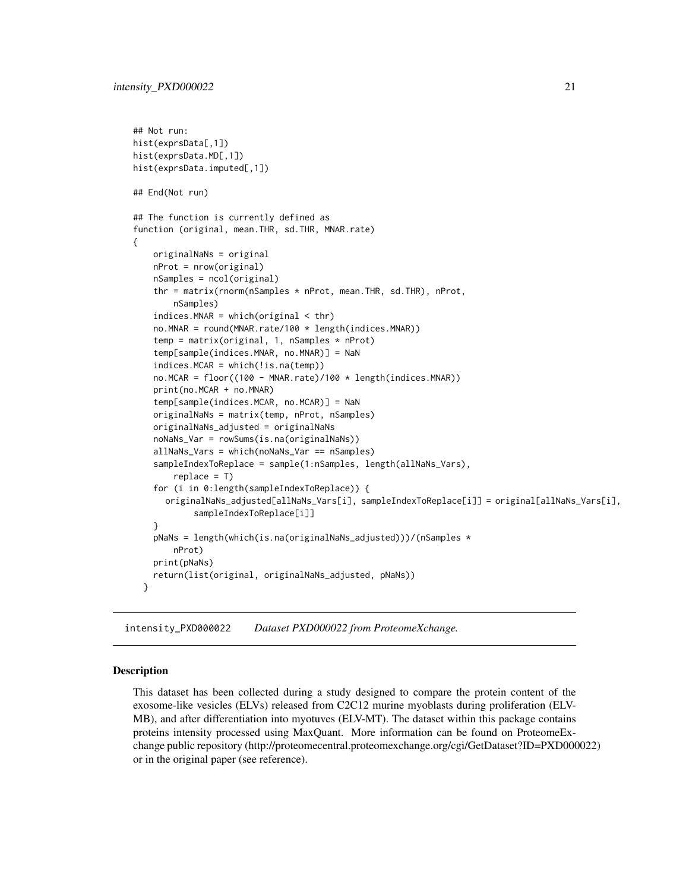```
## Not run:
hist(exprsData[,1])
hist(exprsData.MD[,1])
hist(exprsData.imputed[,1])

## End(Not run)

## The function is currently defined as
function (original, mean.THR, sd.THR, MNAR.rate)
{
    originalNaNs = original
    nProt = nrow(original)
    nSamples = ncol(original)
    thr = matrix(rnorm(nSamples * nProt, mean.THR, sd.THR), nProt,
        nSamples)
    indices.MNAR = which(original < thr)
    no.MNAR = round(MNAR.rate/100 * length(indices.MNAR))
    temp = matrix(original, 1, nSamples * nProt)
    temp[sample(indices.MNAR, no.MNAR)] = NaN
    indices.MCAR = which(!is.na(temp))
    no.MCAR = floor((100 - MNAR.rate)/100 * length(indices.MNAR))
    print(no.MCAR + no.MNAR)
    temp[sample(indices.MCAR, no.MCAR)] = NaN
    originalNaNs = matrix(temp, nProt, nSamples)
    originalNaNs_adjusted = originalNaNs
    noNaNs_Var = rowSums(is.na(originalNaNs))
    allNaNs_Vars = which(noNaNs_Var == nSamples)
    sampleIndexToReplace = sample(1:nSamples, length(allNaNs_Vars),
        replace = T)
    for (i in 0:length(sampleIndexToReplace)) {
      originalNaNs_adjusted[allNaNs_Vars[i], sampleIndexToReplace[i]] = original[allNaNs_Vars[i],
            sampleIndexToReplace[i]]
    }
    pNaNs = length(which(is.na(originalNaNs_adjusted)))/(nSamples *
        nProt)
    print(pNaNs)
    return(list(original, originalNaNs_adjusted, pNaNs))
  }
```

---

`intensity_PXD000022` *Dataset PXD000022 from ProteomeXchange.*

---

### Description

This dataset has been collected during a study designed to compare the protein content of the exosome-like vesicles (ELVs) released from C2C12 murine myoblasts during proliferation (ELV-MB), and after differentiation into myotuves (ELV-MT). The dataset within this package contains proteins intensity processed using MaxQuant. More information can be found on ProteomeExchange public repository (http://proteomecentral.proteomexchange.org/cgi/GetDataset?ID=PXD000022) or in the original paper (see reference).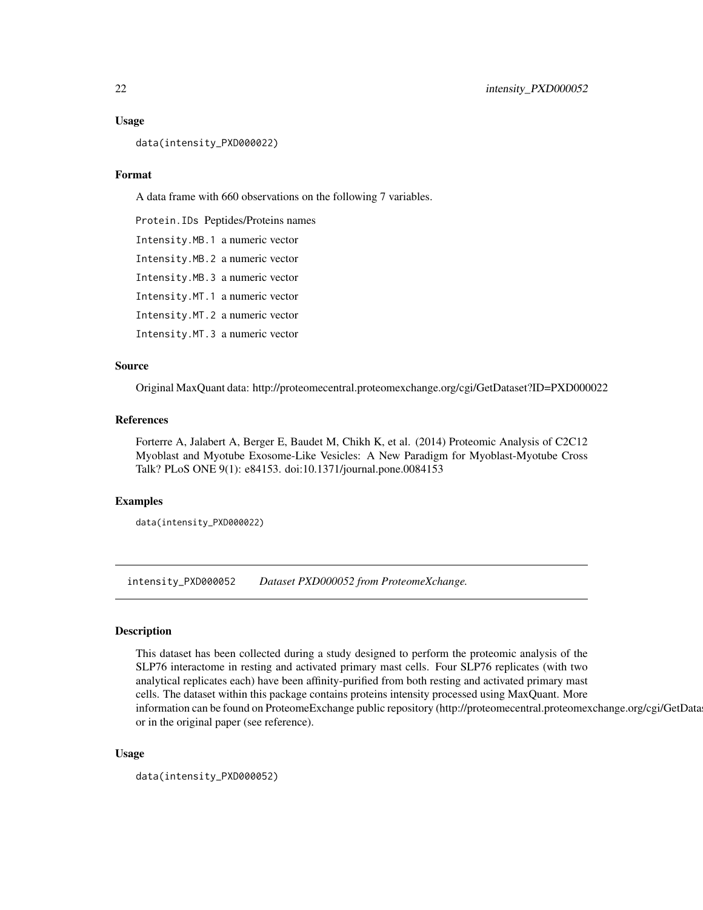### Usage

```
data(intensity_PXD000022)
```

### Format

A data frame with 660 observations on the following 7 variables.

Protein.IDs Peptides/Proteins names

Intensity.MB.1 a numeric vector

Intensity.MB.2 a numeric vector

Intensity.MB.3 a numeric vector

Intensity.MT.1 a numeric vector

Intensity.MT.2 a numeric vector

Intensity.MT.3 a numeric vector

### Source

Original MaxQuant data: http://proteomecentral.proteomexchange.org/cgi/GetDataset?ID=PXD000022

### References

Forterre A, Jalabert A, Berger E, Baudet M, Chikh K, et al. (2014) Proteomic Analysis of C2C12 Myoblast and Myotube Exosome-Like Vesicles: A New Paradigm for Myoblast-Myotube Cross Talk? PLoS ONE 9(1): e84153. doi:10.1371/journal.pone.0084153

### Examples

```
data(intensity_PXD000022)
```

---

## intensity_PXD000052 *Dataset PXD000052 from ProteomeXchange.*

---

### Description

This dataset has been collected during a study designed to perform the proteomic analysis of the SLP76 interactome in resting and activated primary mast cells. Four SLP76 replicates (with two analytical replicates each) have been affinity-purified from both resting and activated primary mast cells. The dataset within this package contains proteins intensity processed using MaxQuant. More information can be found on ProteomeExchange public repository (http://proteomecentral.proteomexchange.org/cgi/GetDatas or in the original paper (see reference).

### Usage

```
data(intensity_PXD000052)
```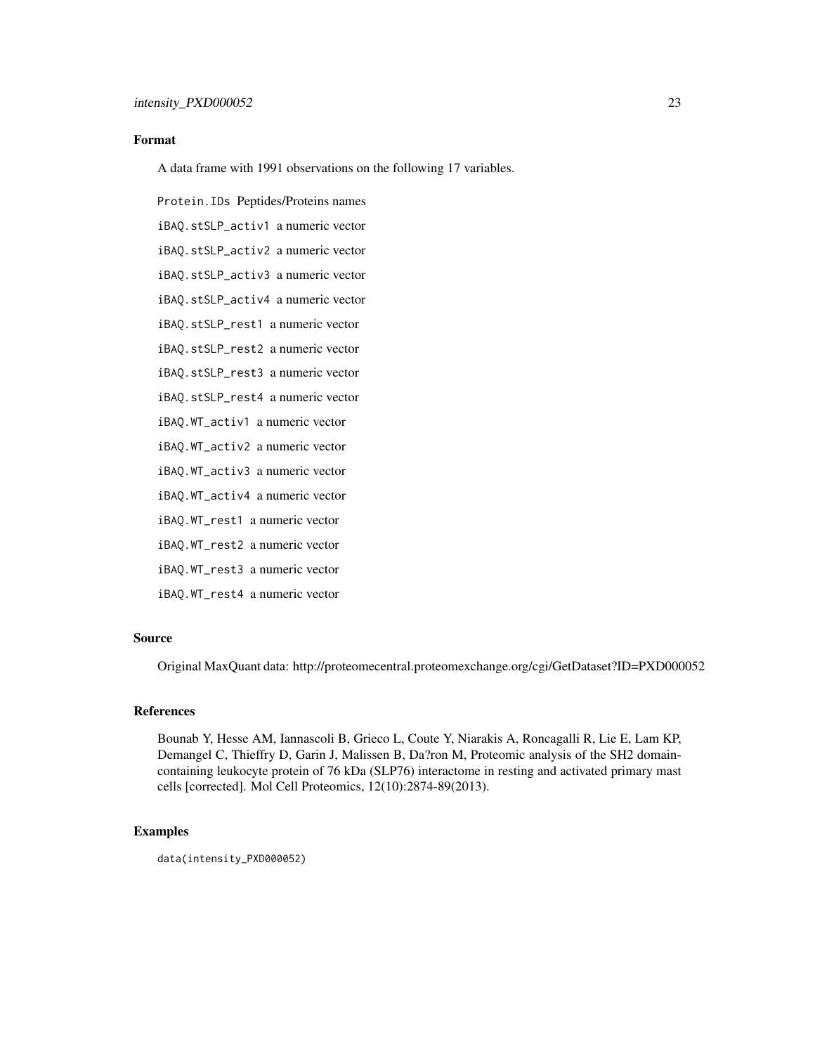## Format

A data frame with 1991 observations on the following 17 variables.

`Protein.IDs` Peptides/Proteins names

`iBAQ.stSLP_activ1` a numeric vector

`iBAQ.stSLP_activ2` a numeric vector

`iBAQ.stSLP_activ3` a numeric vector

`iBAQ.stSLP_activ4` a numeric vector

`iBAQ.stSLP_rest1` a numeric vector

`iBAQ.stSLP_rest2` a numeric vector

`iBAQ.stSLP_rest3` a numeric vector

`iBAQ.stSLP_rest4` a numeric vector

`iBAQ.WT_activ1` a numeric vector

`iBAQ.WT_activ2` a numeric vector

`iBAQ.WT_activ3` a numeric vector

`iBAQ.WT_activ4` a numeric vector

`iBAQ.WT_rest1` a numeric vector

`iBAQ.WT_rest2` a numeric vector

`iBAQ.WT_rest3` a numeric vector

`iBAQ.WT_rest4` a numeric vector

## Source

Original MaxQuant data: http://proteomecentral.proteomexchange.org/cgi/GetDataset?ID=PXD000052

## References

Bounab Y, Hesse AM, Iannascoli B, Grieco L, Coute Y, Niarakis A, Roncagalli R, Lie E, Lam KP, Demangel C, Thieffry D, Garin J, Malissen B, Da?ron M, Proteomic analysis of the SH2 domain-containing leukocyte protein of 76 kDa (SLP76) interactome in resting and activated primary mast cells [corrected]. Mol Cell Proteomics, 12(10):2874-89(2013).

## Examples

```
data(intensity_PXD000052)
```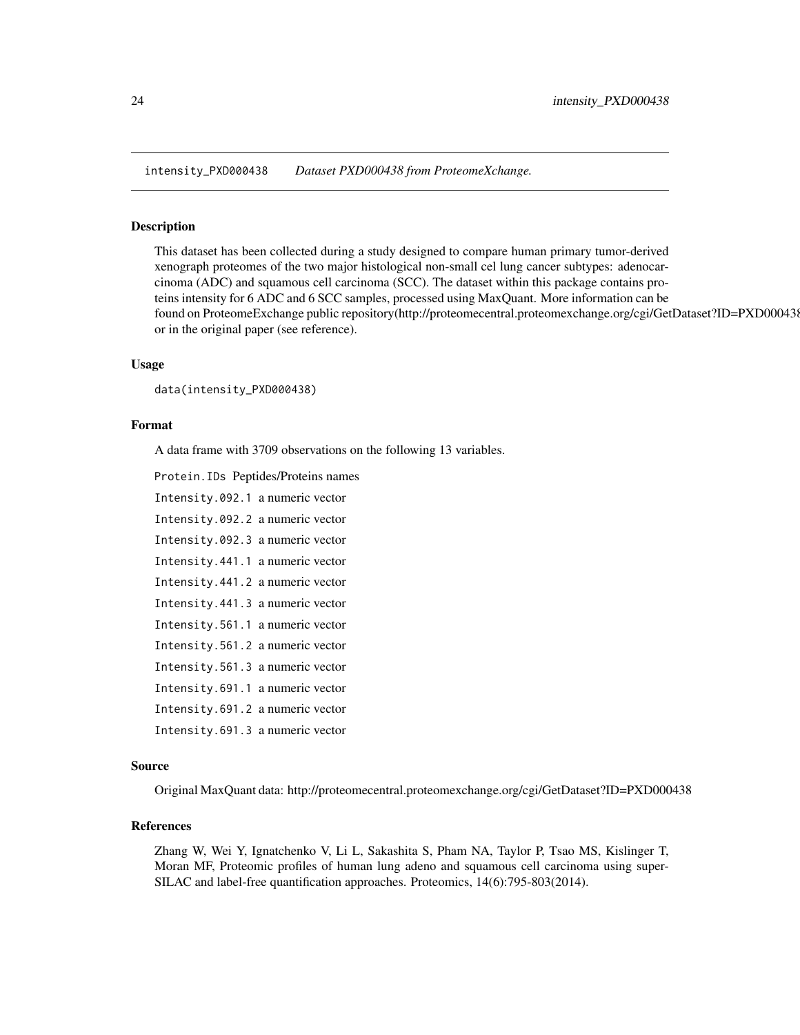`intensity_PXD000438` *Dataset PXD000438 from ProteomeXchange.*

### Description

This dataset has been collected during a study designed to compare human primary tumor-derived xenograph proteomes of the two major histological non-small cel lung cancer subtypes: adenocarcinoma (ADC) and squamous cell carcinoma (SCC). The dataset within this package contains proteins intensity for 6 ADC and 6 SCC samples, processed using MaxQuant. More information can be found on ProteomeExchange public repository(http://proteomecentral.proteomexchange.org/cgi/GetDataset?ID=PXD000438 or in the original paper (see reference).

### Usage

```
data(intensity_PXD000438)
```

### Format

A data frame with 3709 observations on the following 13 variables.

`Protein.IDs` Peptides/Proteins names

`Intensity.092.1` a numeric vector

`Intensity.092.2` a numeric vector

`Intensity.092.3` a numeric vector

`Intensity.441.1` a numeric vector

`Intensity.441.2` a numeric vector

`Intensity.441.3` a numeric vector

`Intensity.561.1` a numeric vector

`Intensity.561.2` a numeric vector

`Intensity.561.3` a numeric vector

`Intensity.691.1` a numeric vector

`Intensity.691.2` a numeric vector

`Intensity.691.3` a numeric vector

### Source

Original MaxQuant data: http://proteomecentral.proteomexchange.org/cgi/GetDataset?ID=PXD000438

### References

Zhang W, Wei Y, Ignatchenko V, Li L, Sakashita S, Pham NA, Taylor P, Tsao MS, Kislinger T, Moran MF, Proteomic profiles of human lung adeno and squamous cell carcinoma using super-SILAC and label-free quantification approaches. Proteomics, 14(6):795-803(2014).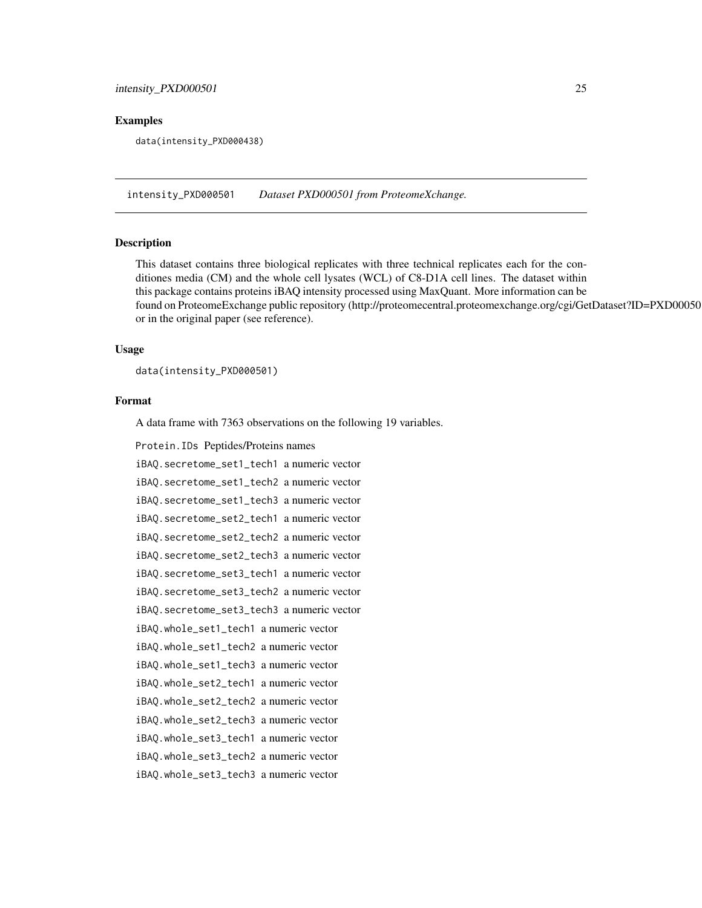## Examples

```
data(intensity_PXD000438)
```

---

intensity_PXD000501    *Dataset PXD000501 from ProteomeXchange.*

---

### Description

This dataset contains three biological replicates with three technical replicates each for the conditiones media (CM) and the whole cell lysates (WCL) of C8-D1A cell lines. The dataset within this package contains proteins iBAQ intensity processed using MaxQuant. More information can be found on ProteomeExchange public repository (http://proteomecentral.proteomexchange.org/cgi/GetDataset?ID=PXD00050 or in the original paper (see reference).

### Usage

```
data(intensity_PXD000501)
```

### Format

A data frame with 7363 observations on the following 19 variables.

`Protein.IDs` Peptides/Proteins names

`iBAQ.secretome_set1_tech1` a numeric vector

`iBAQ.secretome_set1_tech2` a numeric vector

`iBAQ.secretome_set1_tech3` a numeric vector

`iBAQ.secretome_set2_tech1` a numeric vector

`iBAQ.secretome_set2_tech2` a numeric vector

`iBAQ.secretome_set2_tech3` a numeric vector

`iBAQ.secretome_set3_tech1` a numeric vector

`iBAQ.secretome_set3_tech2` a numeric vector

`iBAQ.secretome_set3_tech3` a numeric vector

`iBAQ.whole_set1_tech1` a numeric vector

`iBAQ.whole_set1_tech2` a numeric vector

`iBAQ.whole_set1_tech3` a numeric vector

`iBAQ.whole_set2_tech1` a numeric vector

`iBAQ.whole_set2_tech2` a numeric vector

`iBAQ.whole_set2_tech3` a numeric vector

`iBAQ.whole_set3_tech1` a numeric vector

`iBAQ.whole_set3_tech2` a numeric vector

`iBAQ.whole_set3_tech3` a numeric vector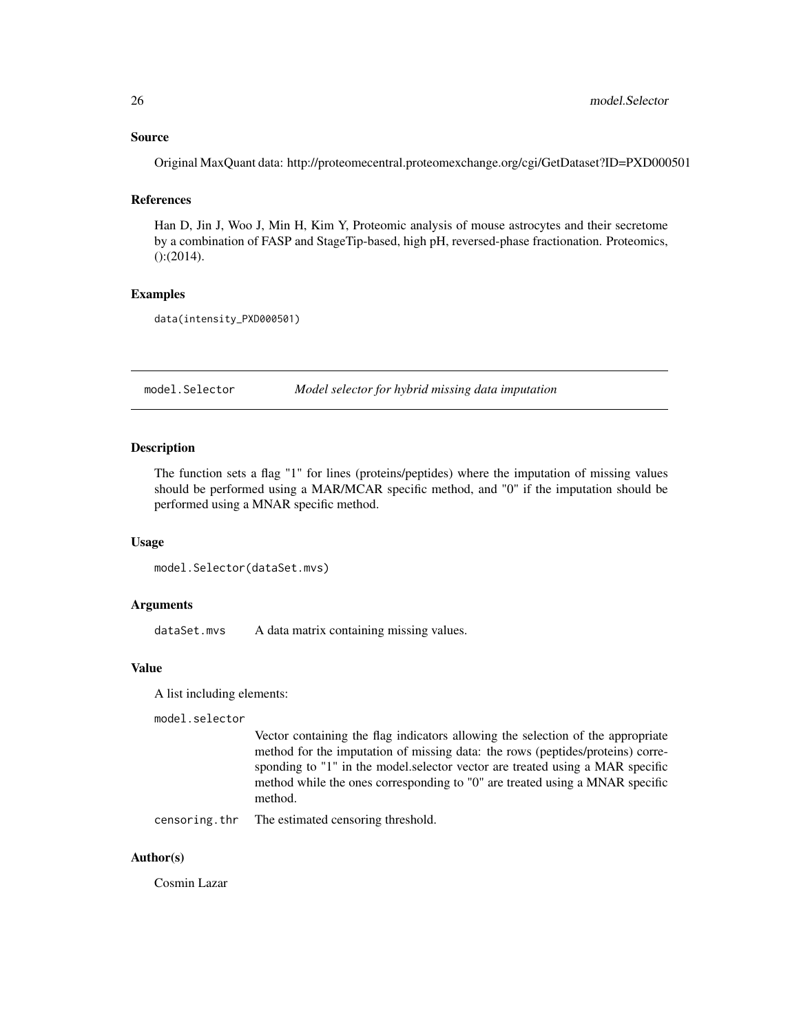## Source

Original MaxQuant data: http://proteomecentral.proteomexchange.org/cgi/GetDataset?ID=PXD000501

## References

Han D, Jin J, Woo J, Min H, Kim Y, Proteomic analysis of mouse astrocytes and their secretome by a combination of FASP and StageTip-based, high pH, reversed-phase fractionation. Proteomics, ():(2014).

## Examples

```
data(intensity_PXD000501)
```

---

# model.Selector — *Model selector for hybrid missing data imputation*

---

## Description

The function sets a flag "1" for lines (proteins/peptides) where the imputation of missing values should be performed using a MAR/MCAR specific method, and "0" if the imputation should be performed using a MNAR specific method.

## Usage

```
model.Selector(dataSet.mvs)
```

## Arguments

| | |
|---|---|
| `dataSet.mvs` | A data matrix containing missing values. |

## Value

A list including elements:

| | |
|---|---|
| `model.selector` | Vector containing the flag indicators allowing the selection of the appropriate method for the imputation of missing data: the rows (peptides/proteins) corresponding to "1" in the model.selector vector are treated using a MAR specific method while the ones corresponding to "0" are treated using a MNAR specific method. |
| `censoring.thr` | The estimated censoring threshold. |

## Author(s)

Cosmin Lazar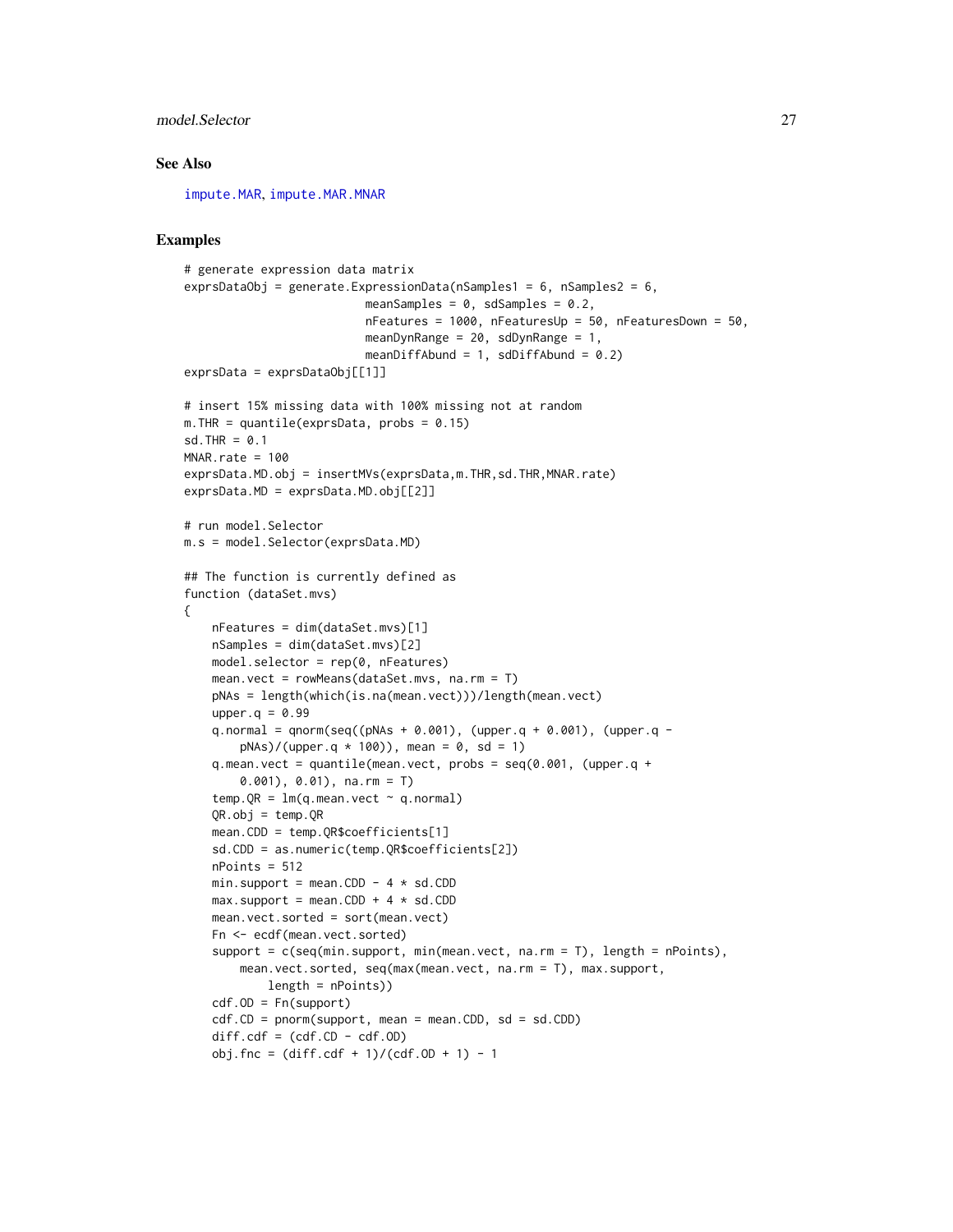## See Also

impute.MAR, impute.MAR.MNAR

## Examples

```
# generate expression data matrix
exprsDataObj = generate.ExpressionData(nSamples1 = 6, nSamples2 = 6,
                          meanSamples = 0, sdSamples = 0.2,
                          nFeatures = 1000, nFeaturesUp = 50, nFeaturesDown = 50,
                          meanDynRange = 20, sdDynRange = 1,
                          meanDiffAbund = 1, sdDiffAbund = 0.2)
exprsData = exprsDataObj[[1]]

# insert 15% missing data with 100% missing not at random
m.THR = quantile(exprsData, probs = 0.15)
sd.THR = 0.1
MNAR.rate = 100
exprsData.MD.obj = insertMVs(exprsData,m.THR,sd.THR,MNAR.rate)
exprsData.MD = exprsData.MD.obj[[2]]

# run model.Selector
m.s = model.Selector(exprsData.MD)

## The function is currently defined as
function (dataSet.mvs)
{
    nFeatures = dim(dataSet.mvs)[1]
    nSamples = dim(dataSet.mvs)[2]
    model.selector = rep(0, nFeatures)
    mean.vect = rowMeans(dataSet.mvs, na.rm = T)
    pNAs = length(which(is.na(mean.vect)))/length(mean.vect)
    upper.q = 0.99
    q.normal = qnorm(seq((pNAs + 0.001), (upper.q + 0.001), (upper.q -
        pNAs)/(upper.q * 100)), mean = 0, sd = 1)
    q.mean.vect = quantile(mean.vect, probs = seq(0.001, (upper.q +
        0.001), 0.01), na.rm = T)
    temp.QR = lm(q.mean.vect ~ q.normal)
    QR.obj = temp.QR
    mean.CDD = temp.QR$coefficients[1]
    sd.CDD = as.numeric(temp.QR$coefficients[2])
    nPoints = 512
    min.support = mean.CDD - 4 * sd.CDD
    max.support = mean.CDD + 4 * sd.CDD
    mean.vect.sorted = sort(mean.vect)
    Fn <- ecdf(mean.vect.sorted)
    support = c(seq(min.support, min(mean.vect, na.rm = T), length = nPoints),
        mean.vect.sorted, seq(max(mean.vect, na.rm = T), max.support,
            length = nPoints))
    cdf.OD = Fn(support)
    cdf.CD = pnorm(support, mean = mean.CDD, sd = sd.CDD)
    diff.cdf = (cdf.CD - cdf.OD)
    obj.fnc = (diff.cdf + 1)/(cdf.OD + 1) - 1
```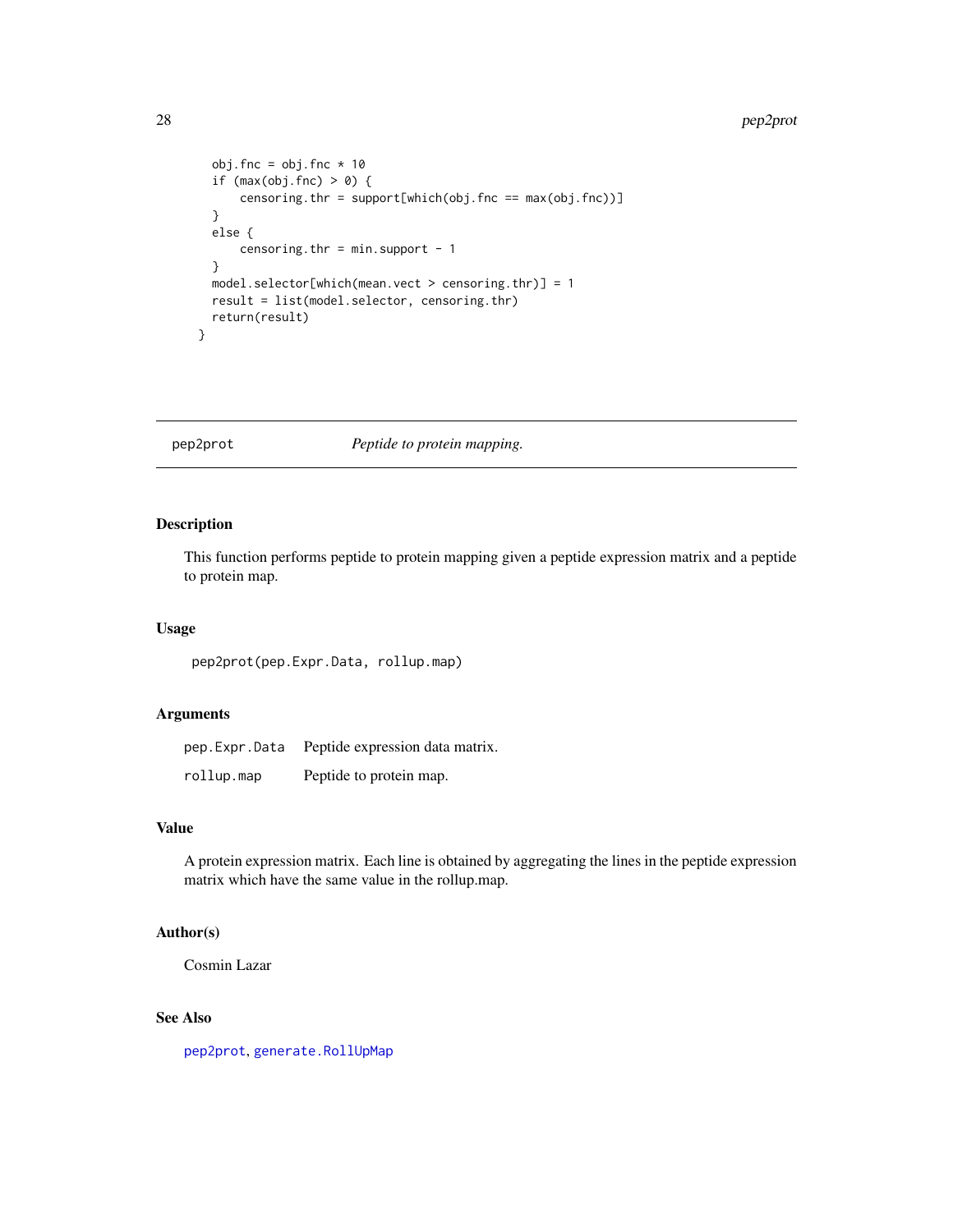```
    obj.fnc = obj.fnc * 10
    if (max(obj.fnc) > 0) {
        censoring.thr = support[which(obj.fnc == max(obj.fnc))]
    }
    else {
        censoring.thr = min.support - 1
    }
    model.selector[which(mean.vect > censoring.thr)] = 1
    result = list(model.selector, censoring.thr)
    return(result)
  }
```

## pep2prot — *Peptide to protein mapping.*

### Description

This function performs peptide to protein mapping given a peptide expression matrix and a peptide to protein map.

### Usage

```
pep2prot(pep.Expr.Data, rollup.map)
```

### Arguments

| | |
|---|---|
| `pep.Expr.Data` | Peptide expression data matrix. |
| `rollup.map` | Peptide to protein map. |

### Value

A protein expression matrix. Each line is obtained by aggregating the lines in the peptide expression matrix which have the same value in the rollup.map.

### Author(s)

Cosmin Lazar

### See Also

`pep2prot`, `generate.RollUpMap`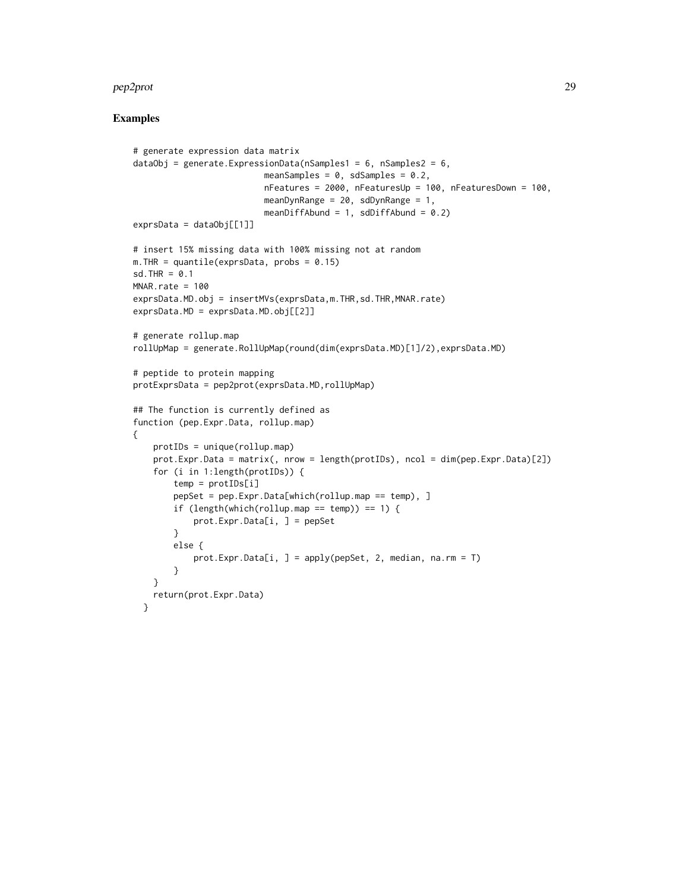## Examples

```
# generate expression data matrix
dataObj = generate.ExpressionData(nSamples1 = 6, nSamples2 = 6,
                          meanSamples = 0, sdSamples = 0.2,
                          nFeatures = 2000, nFeaturesUp = 100, nFeaturesDown = 100,
                          meanDynRange = 20, sdDynRange = 1,
                          meanDiffAbund = 1, sdDiffAbund = 0.2)
exprsData = dataObj[[1]]

# insert 15% missing data with 100% missing not at random
m.THR = quantile(exprsData, probs = 0.15)
sd.THR = 0.1
MNAR.rate = 100
exprsData.MD.obj = insertMVs(exprsData,m.THR,sd.THR,MNAR.rate)
exprsData.MD = exprsData.MD.obj[[2]]

# generate rollup.map
rollUpMap = generate.RollUpMap(round(dim(exprsData.MD)[1]/2),exprsData.MD)

# peptide to protein mapping
protExprsData = pep2prot(exprsData.MD,rollUpMap)

## The function is currently defined as
function (pep.Expr.Data, rollup.map)
{
    protIDs = unique(rollup.map)
    prot.Expr.Data = matrix(, nrow = length(protIDs), ncol = dim(pep.Expr.Data)[2])
    for (i in 1:length(protIDs)) {
        temp = protIDs[i]
        pepSet = pep.Expr.Data[which(rollup.map == temp), ]
        if (length(which(rollup.map == temp)) == 1) {
            prot.Expr.Data[i, ] = pepSet
        }
        else {
            prot.Expr.Data[i, ] = apply(pepSet, 2, median, na.rm = T)
        }
    }
    return(prot.Expr.Data)
  }
```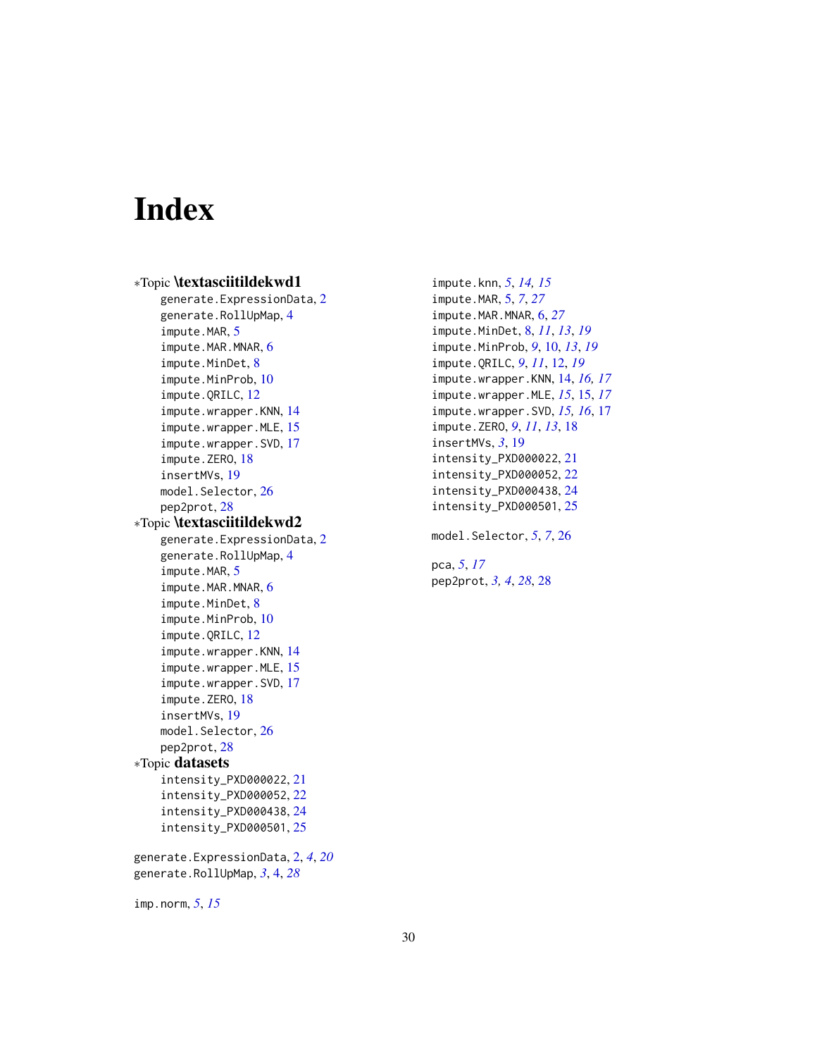# Index

∗Topic **\textasciitildekwd1**
- generate.ExpressionData, 2
- generate.RollUpMap, 4
- impute.MAR, 5
- impute.MAR.MNAR, 6
- impute.MinDet, 8
- impute.MinProb, 10
- impute.QRILC, 12
- impute.wrapper.KNN, 14
- impute.wrapper.MLE, 15
- impute.wrapper.SVD, 17
- impute.ZERO, 18
- insertMVs, 19
- model.Selector, 26
- pep2prot, 28

∗Topic **\textasciitildekwd2**
- generate.ExpressionData, 2
- generate.RollUpMap, 4
- impute.MAR, 5
- impute.MAR.MNAR, 6
- impute.MinDet, 8
- impute.MinProb, 10
- impute.QRILC, 12
- impute.wrapper.KNN, 14
- impute.wrapper.MLE, 15
- impute.wrapper.SVD, 17
- impute.ZERO, 18
- insertMVs, 19
- model.Selector, 26
- pep2prot, 28

∗Topic **datasets**
- intensity_PXD000022, 21
- intensity_PXD000052, 22
- intensity_PXD000438, 24
- intensity_PXD000501, 25

generate.ExpressionData, 2, *4*, *20*
generate.RollUpMap, *3*, 4, *28*

imp.norm, *5*, *15*
impute.knn, *5*, *14, 15*
impute.MAR, 5, *7*, *27*
impute.MAR.MNAR, 6, *27*
impute.MinDet, 8, *11*, *13*, *19*
impute.MinProb, *9*, 10, *13*, *19*
impute.QRILC, *9*, *11*, 12, *19*
impute.wrapper.KNN, 14, *16, 17*
impute.wrapper.MLE, *15*, 15, *17*
impute.wrapper.SVD, *15, 16*, 17
impute.ZERO, *9*, *11*, *13*, 18
insertMVs, *3*, 19
intensity_PXD000022, 21
intensity_PXD000052, 22
intensity_PXD000438, 24
intensity_PXD000501, 25

model.Selector, *5*, *7*, 26

pca, *5*, *17*
pep2prot, *3, 4*, *28*, 28